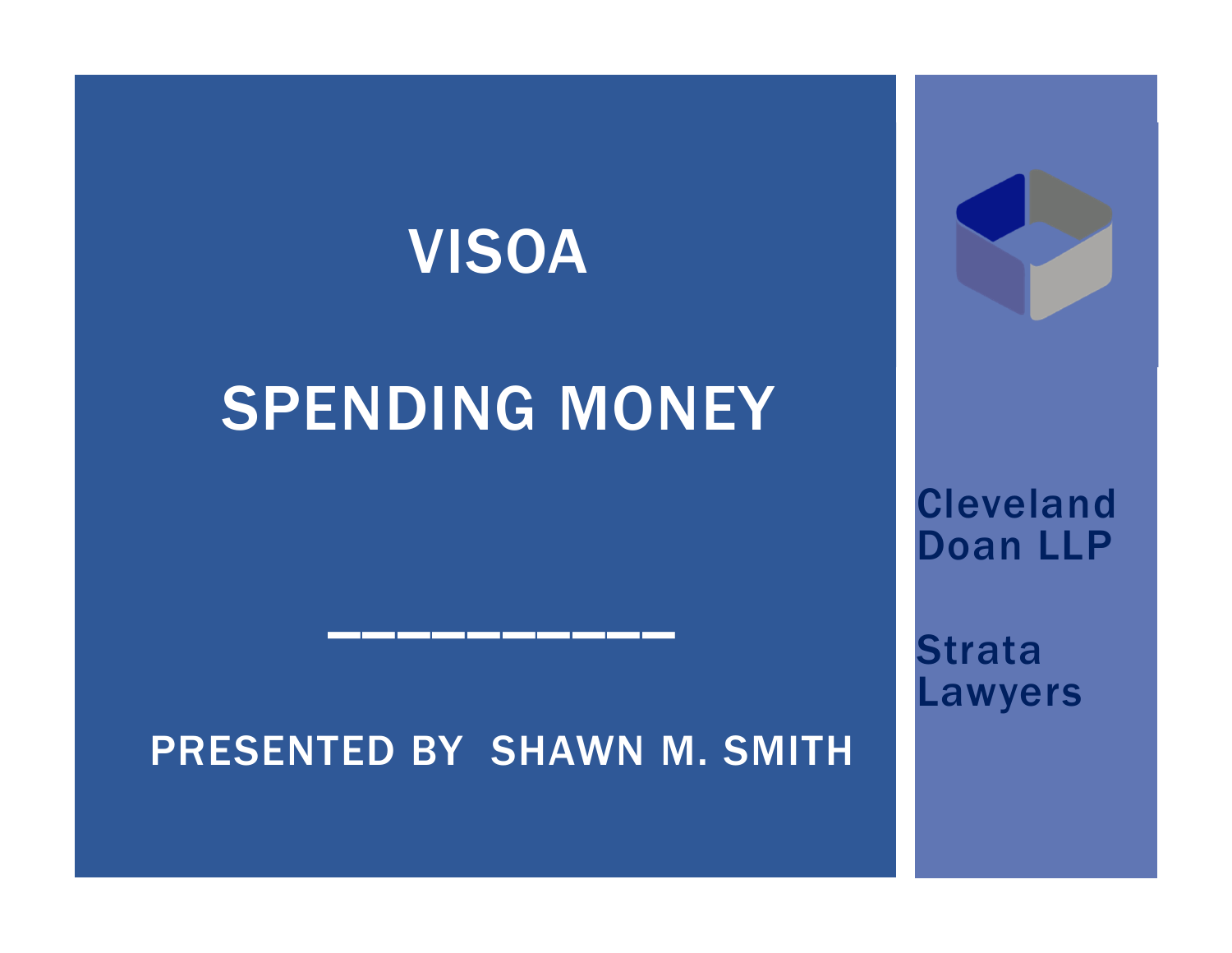# VISOA

# SPENDING MONEY

---

PRESENTED BY SHAWN M. SMITH

Cleveland Doan LLP

Strata Lawyers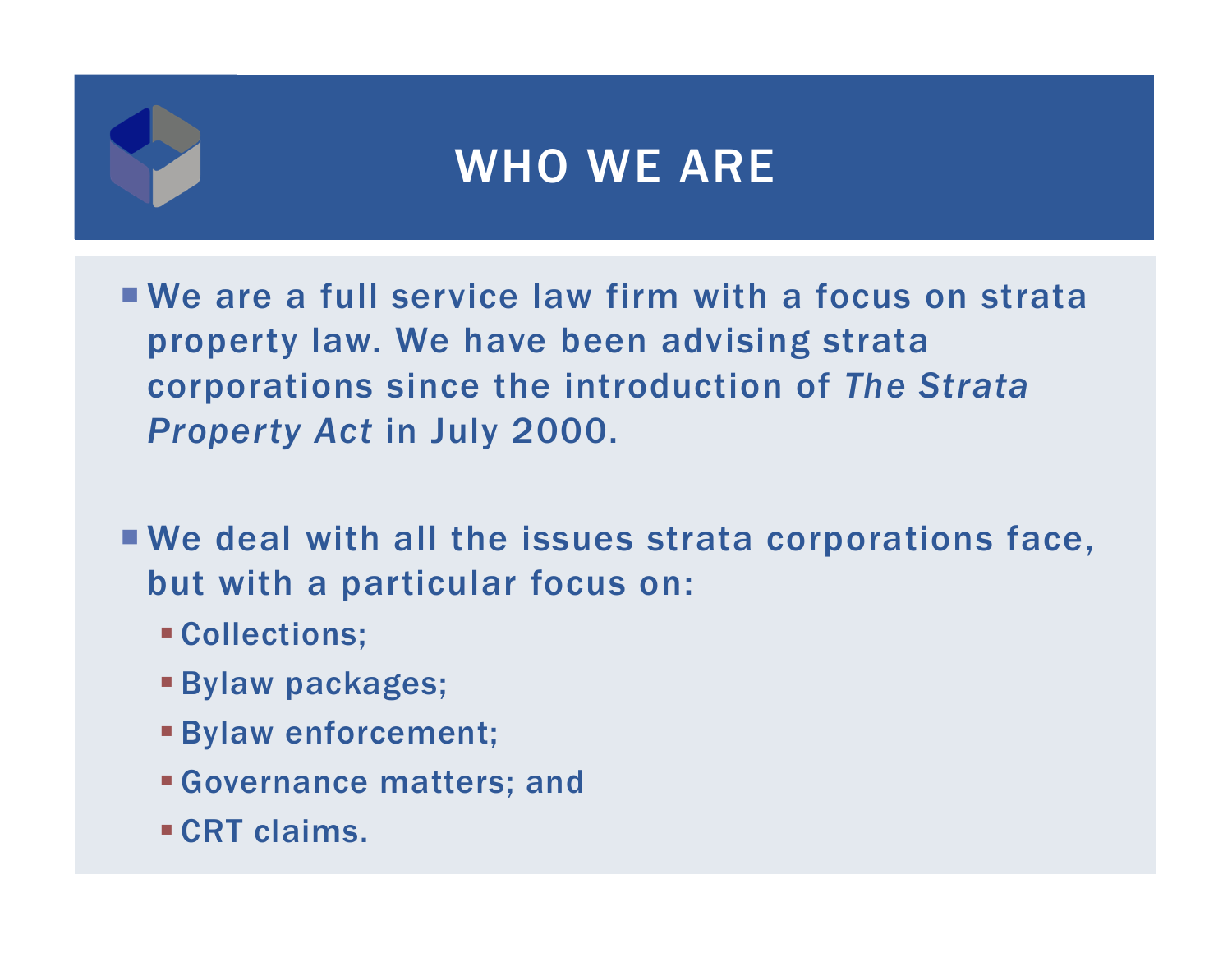# WHO WE ARE

- We are a full service law firm with a focus on strata property law. We have been advising strata corporations since the introduction of *The Strata Property Act* in July 2000.

- We deal with all the issues strata corporations face, but with a particular focus on:
  - Collections;
  - Bylaw packages;
  - Bylaw enforcement;
  - Governance matters; and
  - CRT claims.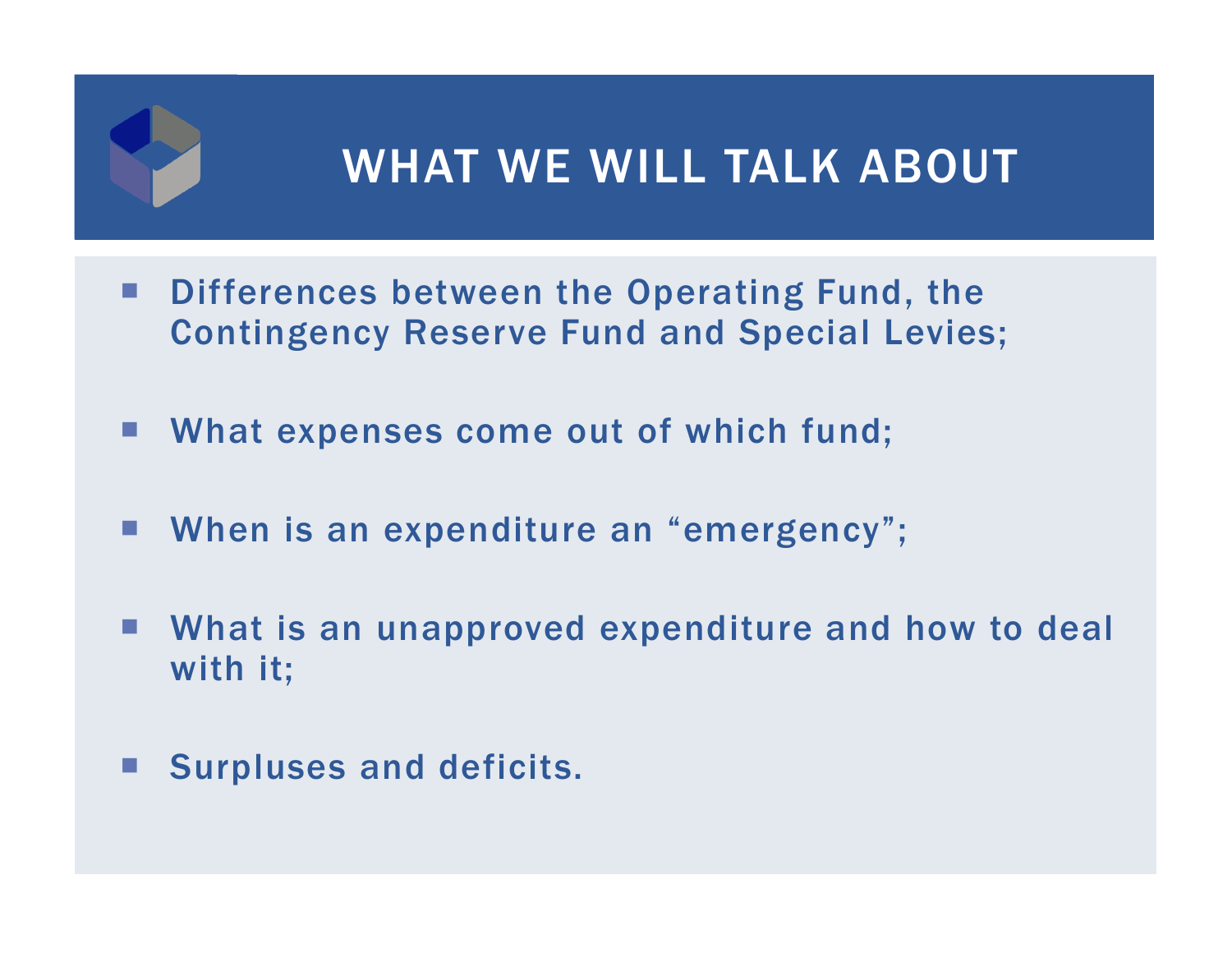# WHAT WE WILL TALK ABOUT

- Differences between the Operating Fund, the Contingency Reserve Fund and Special Levies;
- What expenses come out of which fund;
- When is an expenditure an "emergency";
- What is an unapproved expenditure and how to deal with it;
- Surpluses and deficits.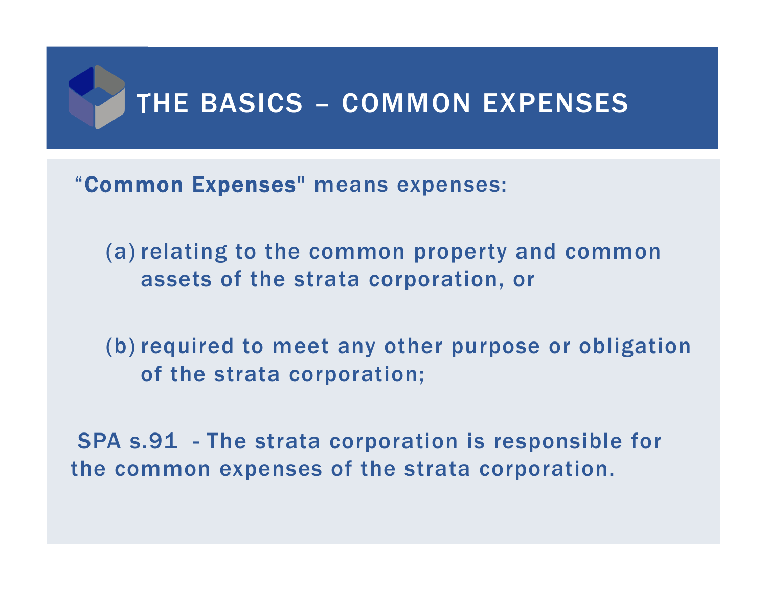# THE BASICS – COMMON EXPENSES

**“Common Expenses"** means expenses:

(a) relating to the common property and common assets of the strata corporation, or

(b) required to meet any other purpose or obligation of the strata corporation;

SPA s.91 - The strata corporation is responsible for the common expenses of the strata corporation.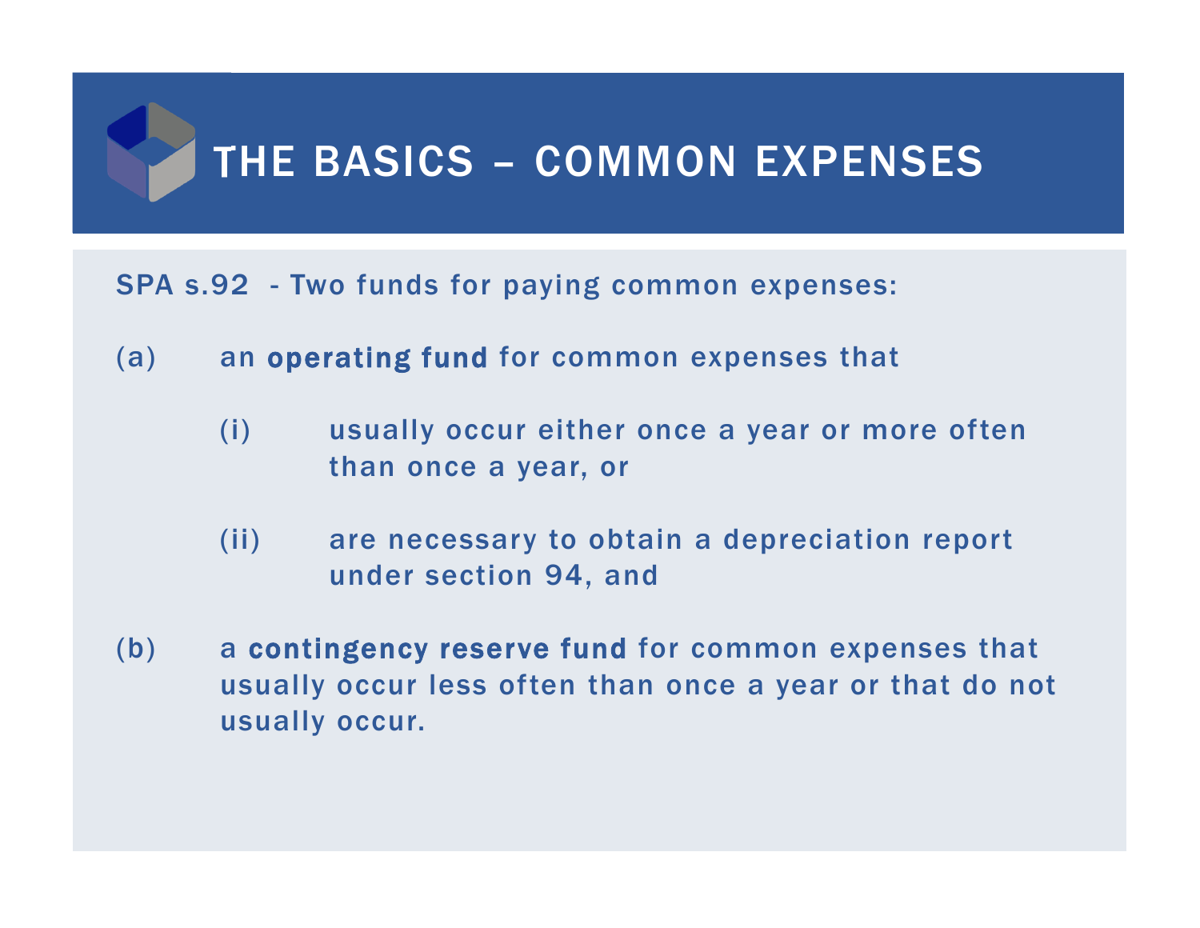# THE BASICS – COMMON EXPENSES

SPA s.92 - Two funds for paying common expenses:

(a) an **operating fund** for common expenses that

  (i) usually occur either once a year or more often than once a year, or

  (ii) are necessary to obtain a depreciation report under section 94, and

(b) a **contingency reserve fund** for common expenses that usually occur less often than once a year or that do not usually occur.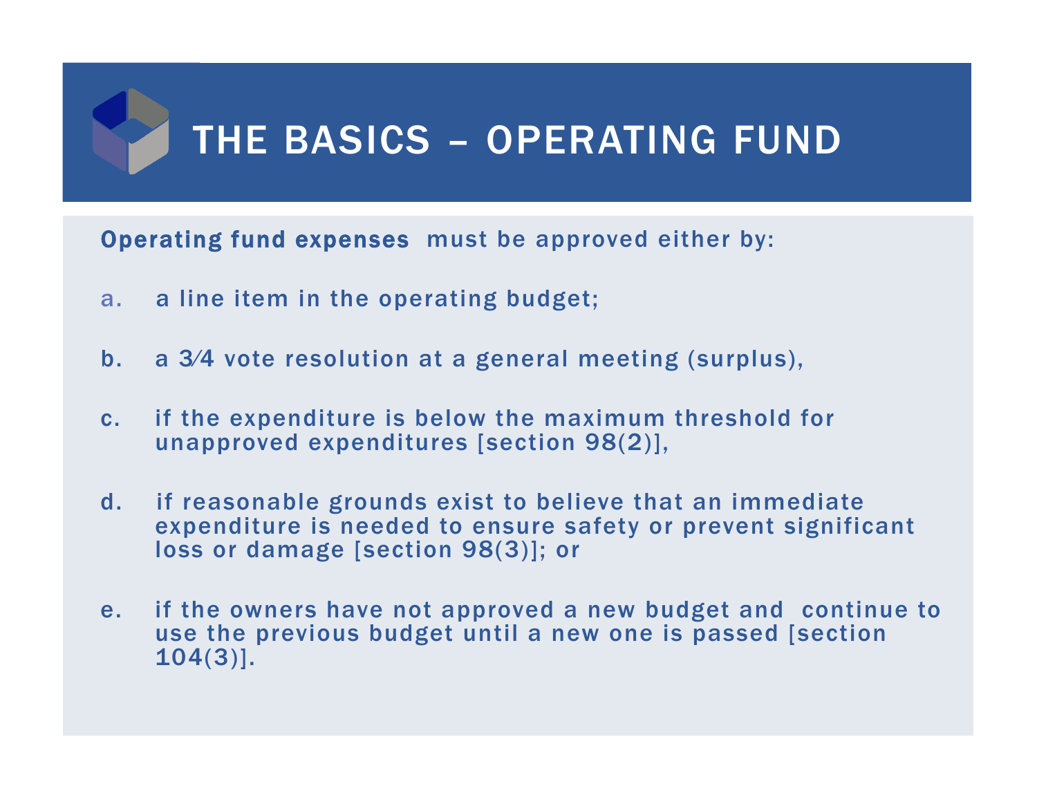# THE BASICS – OPERATING FUND

**Operating fund expenses** must be approved either by:

a. a line item in the operating budget;

b. a 3⁄4 vote resolution at a general meeting (surplus),

c. if the expenditure is below the maximum threshold for unapproved expenditures [section 98(2)],

d. if reasonable grounds exist to believe that an immediate expenditure is needed to ensure safety or prevent significant loss or damage [section 98(3)]; or

e. if the owners have not approved a new budget and continue to use the previous budget until a new one is passed [section 104(3)].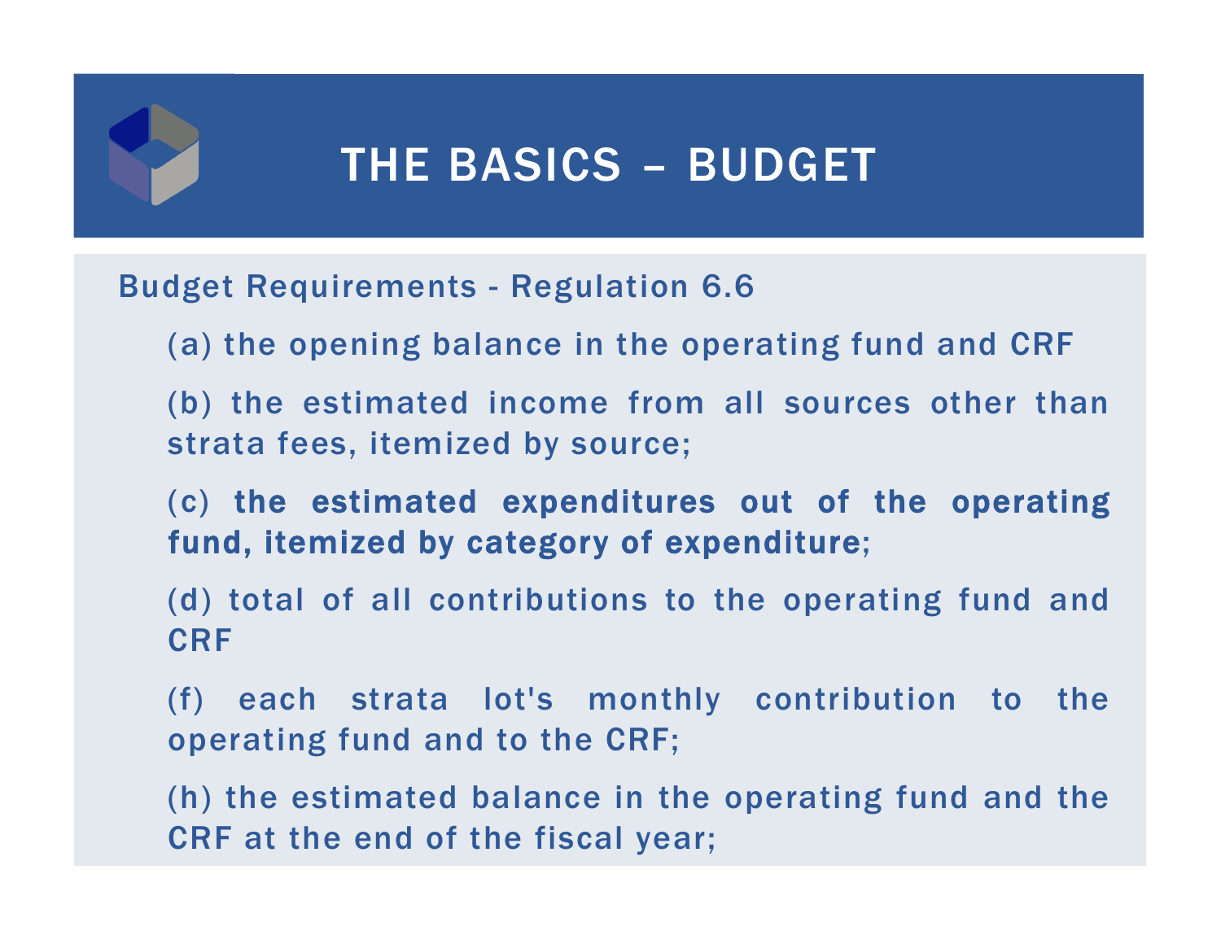# THE BASICS – BUDGET

Budget Requirements - Regulation 6.6

(a) the opening balance in the operating fund and CRF

(b) the estimated income from all sources other than strata fees, itemized by source;

(c) **the estimated expenditures out of the operating fund, itemized by category of expenditure**;

(d) total of all contributions to the operating fund and CRF

(f) each strata lot's monthly contribution to the operating fund and to the CRF;

(h) the estimated balance in the operating fund and the CRF at the end of the fiscal year;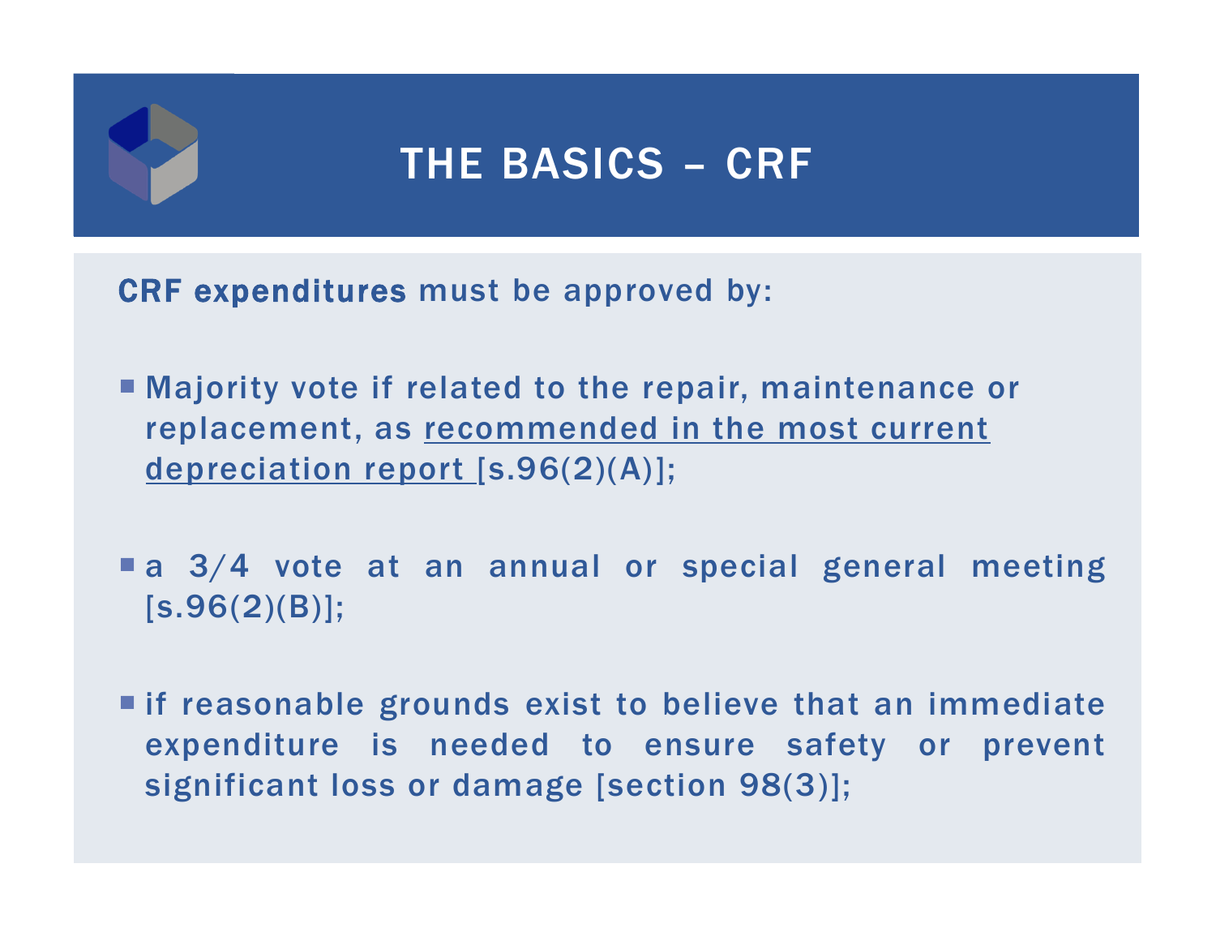# THE BASICS – CRF

**CRF expenditures** must be approved by:

- Majority vote if related to the repair, maintenance or replacement, as recommended in the most current depreciation report [s.96(2)(A)];

- a 3/4 vote at an annual or special general meeting [s.96(2)(B)];

- if reasonable grounds exist to believe that an immediate expenditure is needed to ensure safety or prevent significant loss or damage [section 98(3)];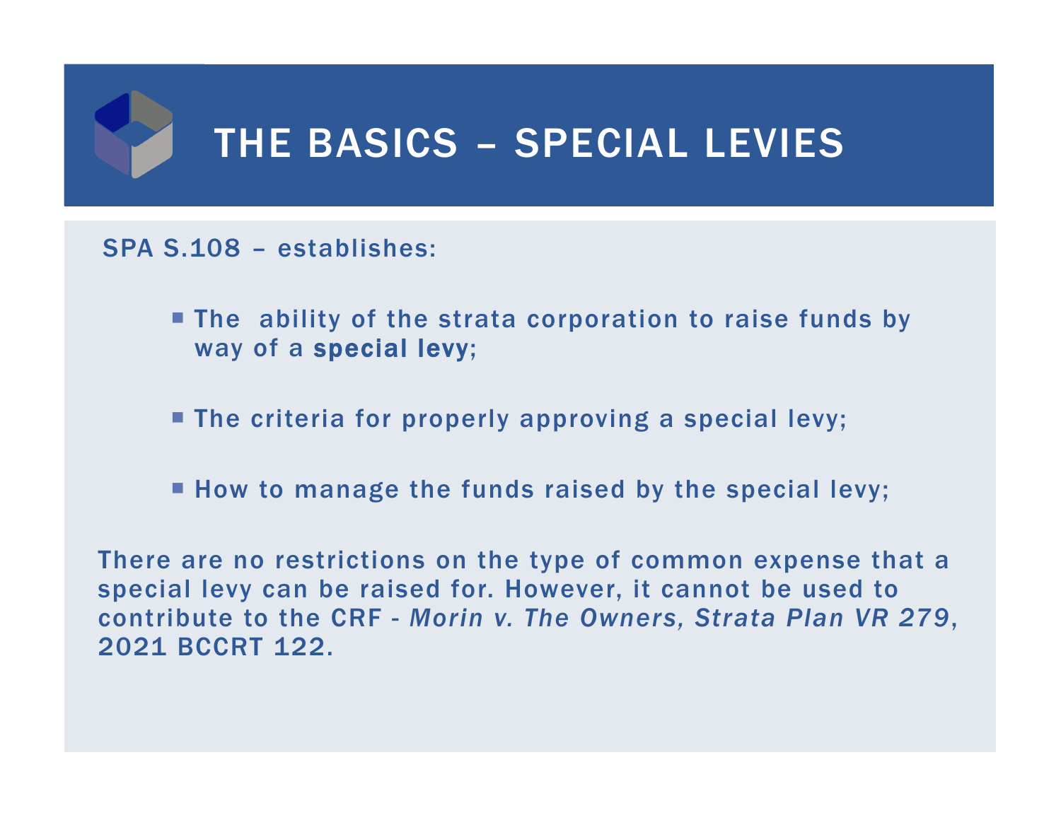# THE BASICS – SPECIAL LEVIES

SPA S.108 – establishes:

- The ability of the strata corporation to raise funds by way of a **special levy**;
- The criteria for properly approving a special levy;
- How to manage the funds raised by the special levy;

There are no restrictions on the type of common expense that a special levy can be raised for. However, it cannot be used to contribute to the CRF - *Morin v. The Owners, Strata Plan VR 279*, 2021 BCCRT 122.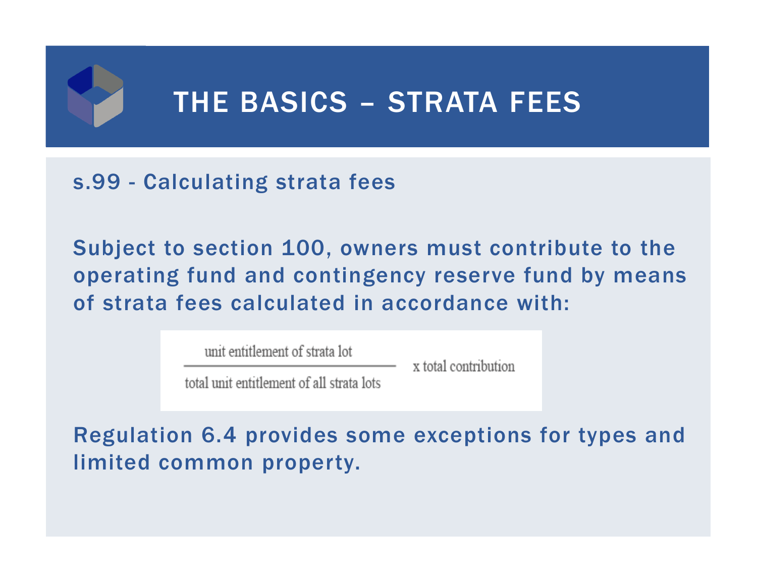# THE BASICS – STRATA FEES

s.99 - Calculating strata fees

Subject to section 100, owners must contribute to the operating fund and contingency reserve fund by means of strata fees calculated in accordance with:

$$\frac{\text{unit entitlement of strata lot}}{\text{total unit entitlement of all strata lots}} \times \text{total contribution}$$

Regulation 6.4 provides some exceptions for types and limited common property.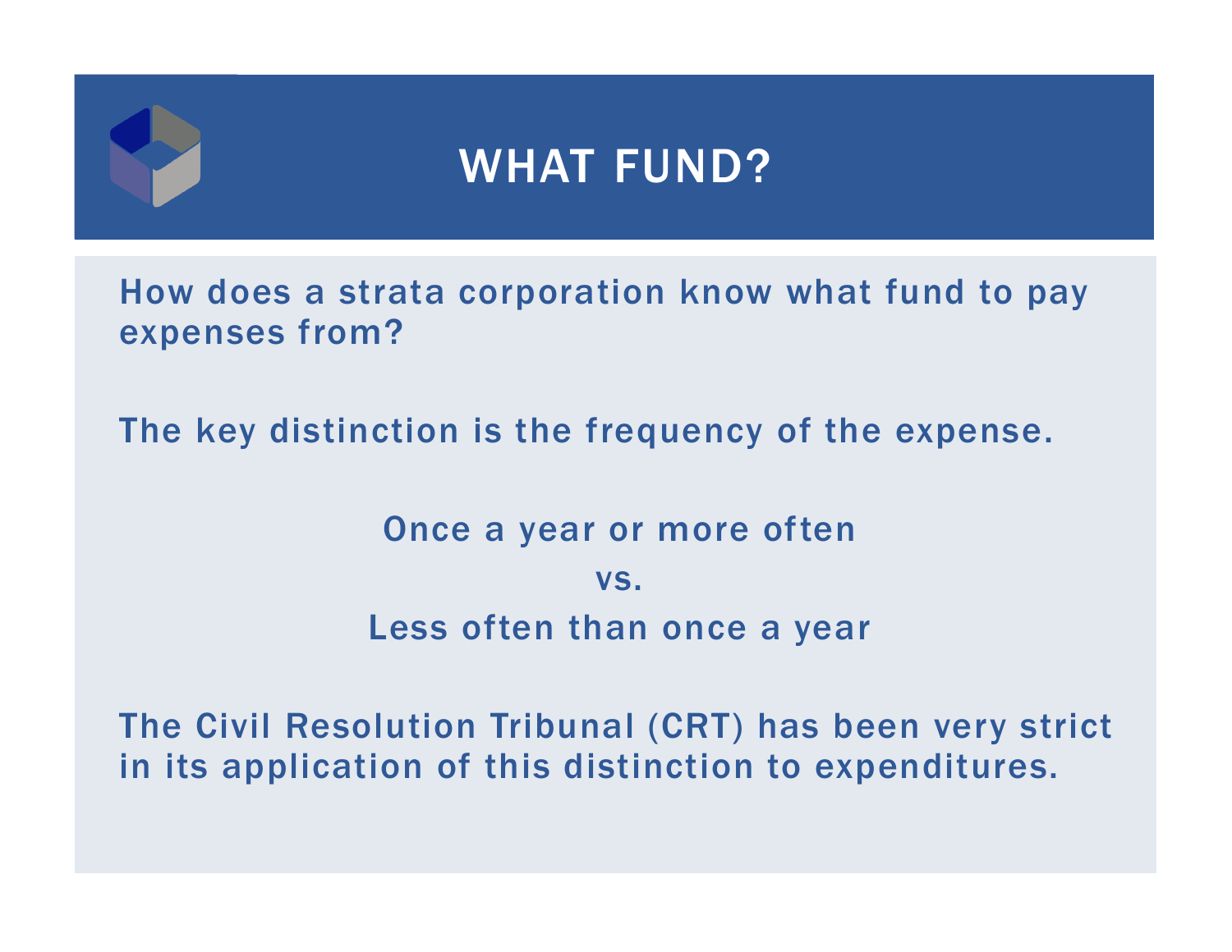# WHAT FUND?

How does a strata corporation know what fund to pay expenses from?

The key distinction is the frequency of the expense.

Once a year or more often

vs.

Less often than once a year

The Civil Resolution Tribunal (CRT) has been very strict in its application of this distinction to expenditures.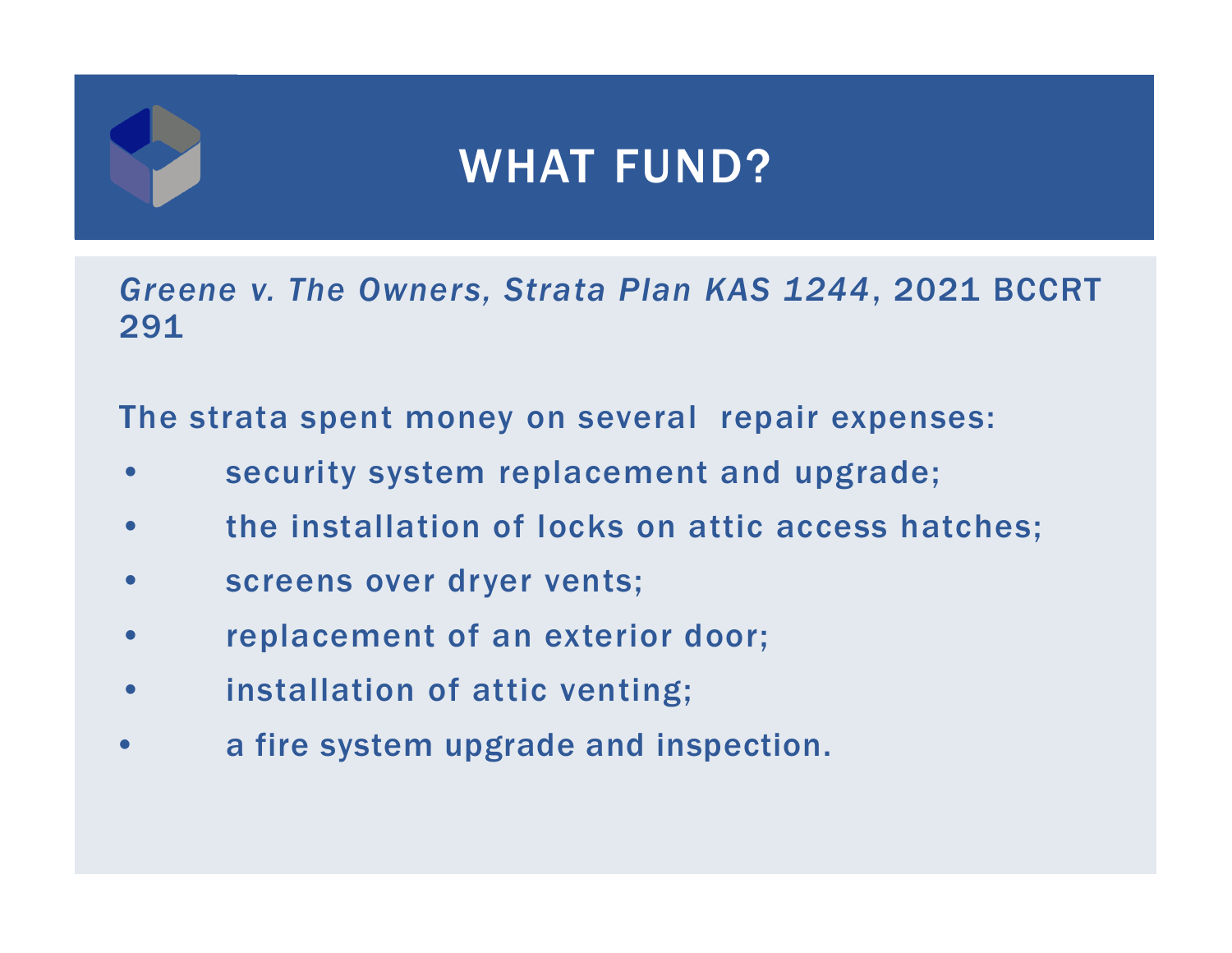# WHAT FUND?

*Greene v. The Owners, Strata Plan KAS 1244*, 2021 BCCRT 291

The strata spent money on several repair expenses:

- security system replacement and upgrade;
- the installation of locks on attic access hatches;
- screens over dryer vents;
- replacement of an exterior door;
- installation of attic venting;
- a fire system upgrade and inspection.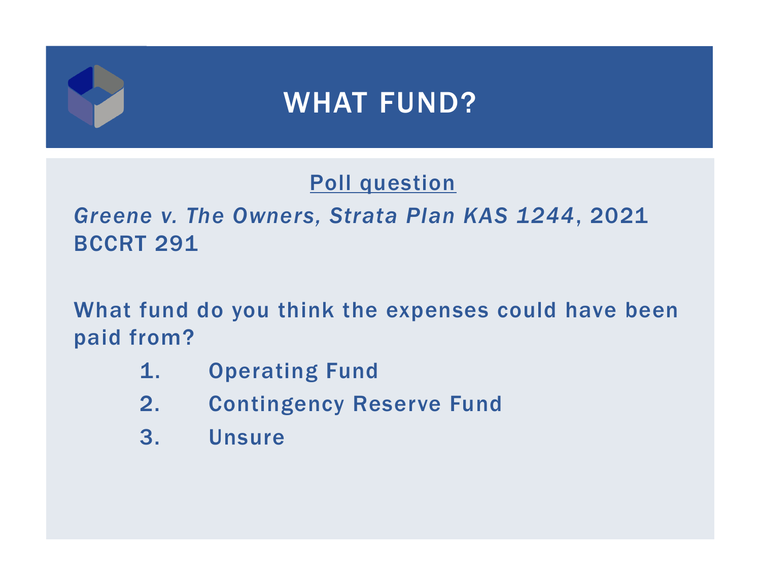# WHAT FUND?

<u>Poll question</u>

*Greene v. The Owners, Strata Plan KAS 1244*, 2021 BCCRT 291

What fund do you think the expenses could have been paid from?

1. Operating Fund
2. Contingency Reserve Fund
3. Unsure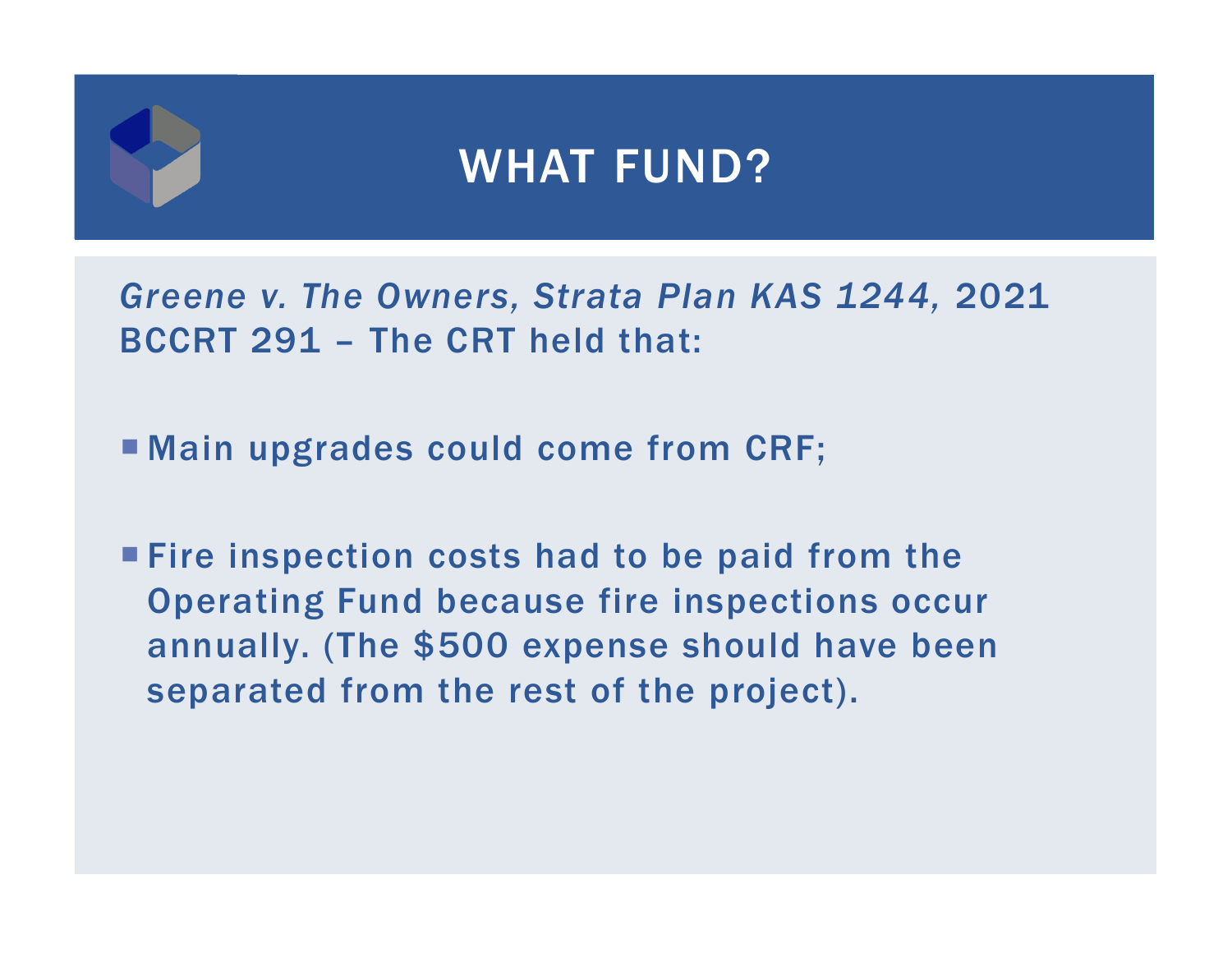# WHAT FUND?

*Greene v. The Owners, Strata Plan KAS 1244*, 2021 BCCRT 291 – The CRT held that:

- Main upgrades could come from CRF;
- Fire inspection costs had to be paid from the Operating Fund because fire inspections occur annually. (The $500 expense should have been separated from the rest of the project).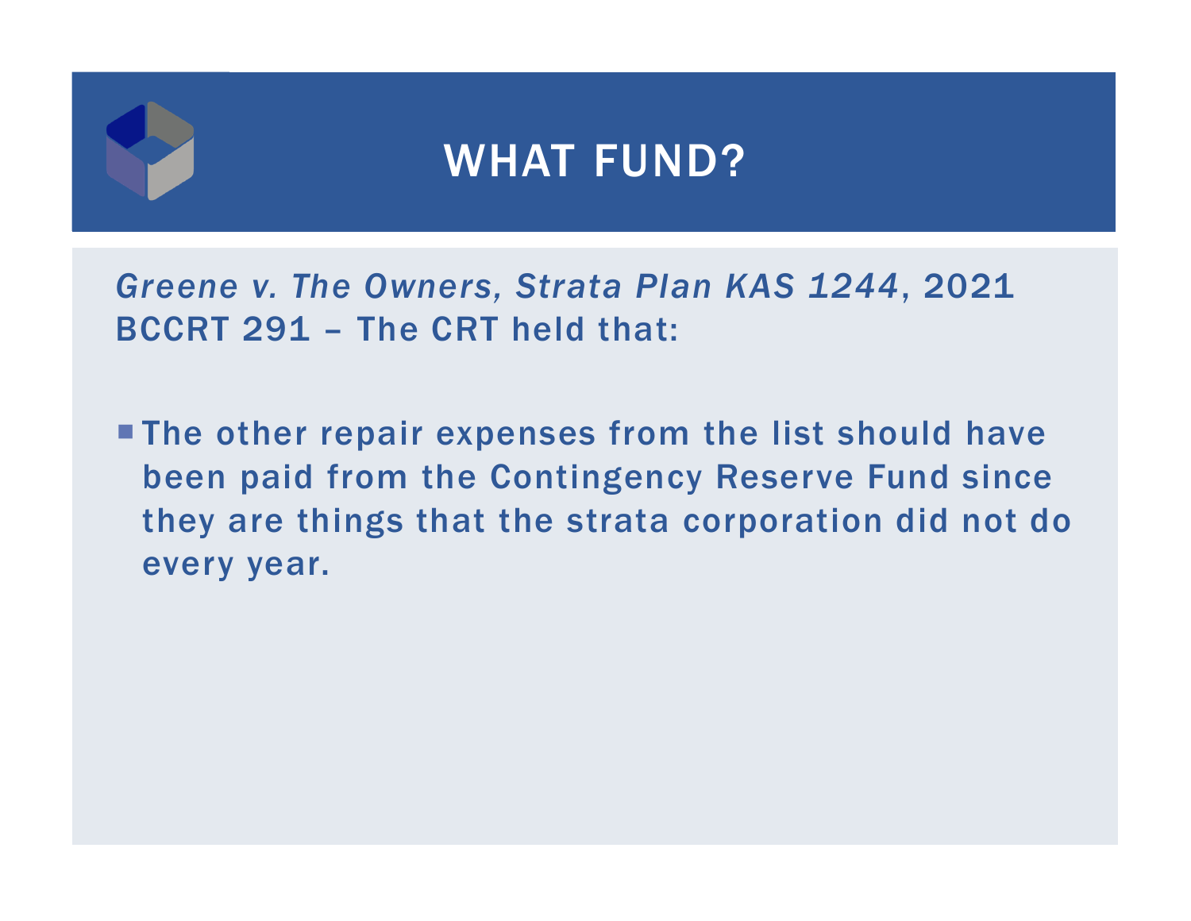# WHAT FUND?

*Greene v. The Owners, Strata Plan KAS 1244*, 2021 BCCRT 291 – The CRT held that:

- The other repair expenses from the list should have been paid from the Contingency Reserve Fund since they are things that the strata corporation did not do every year.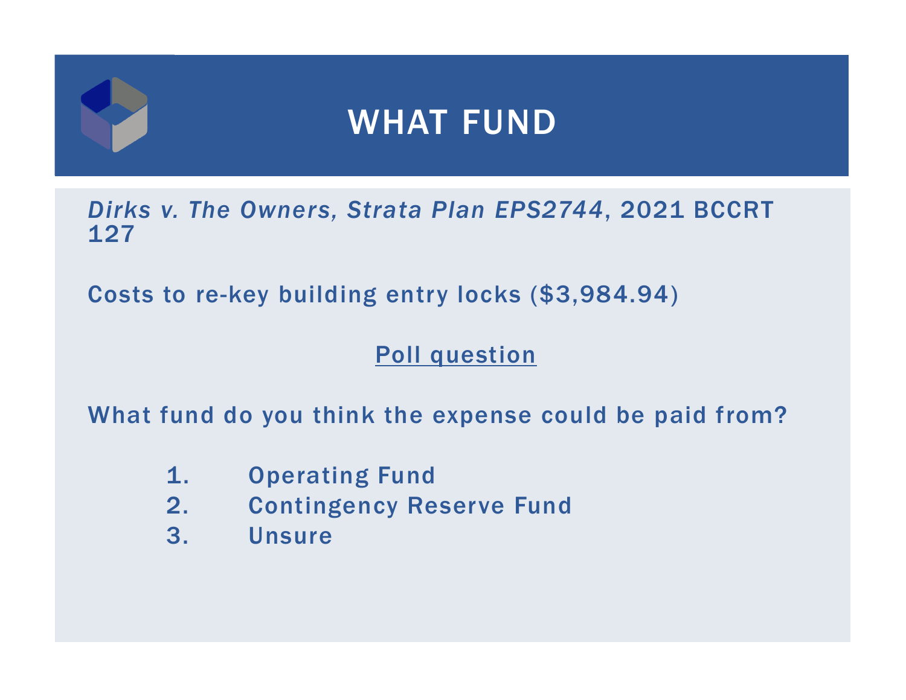# WHAT FUND

*Dirks v. The Owners, Strata Plan EPS2744*, 2021 BCCRT 127

Costs to re-key building entry locks ($3,984.94)

<u>Poll question</u>

What fund do you think the expense could be paid from?

1. Operating Fund
2. Contingency Reserve Fund
3. Unsure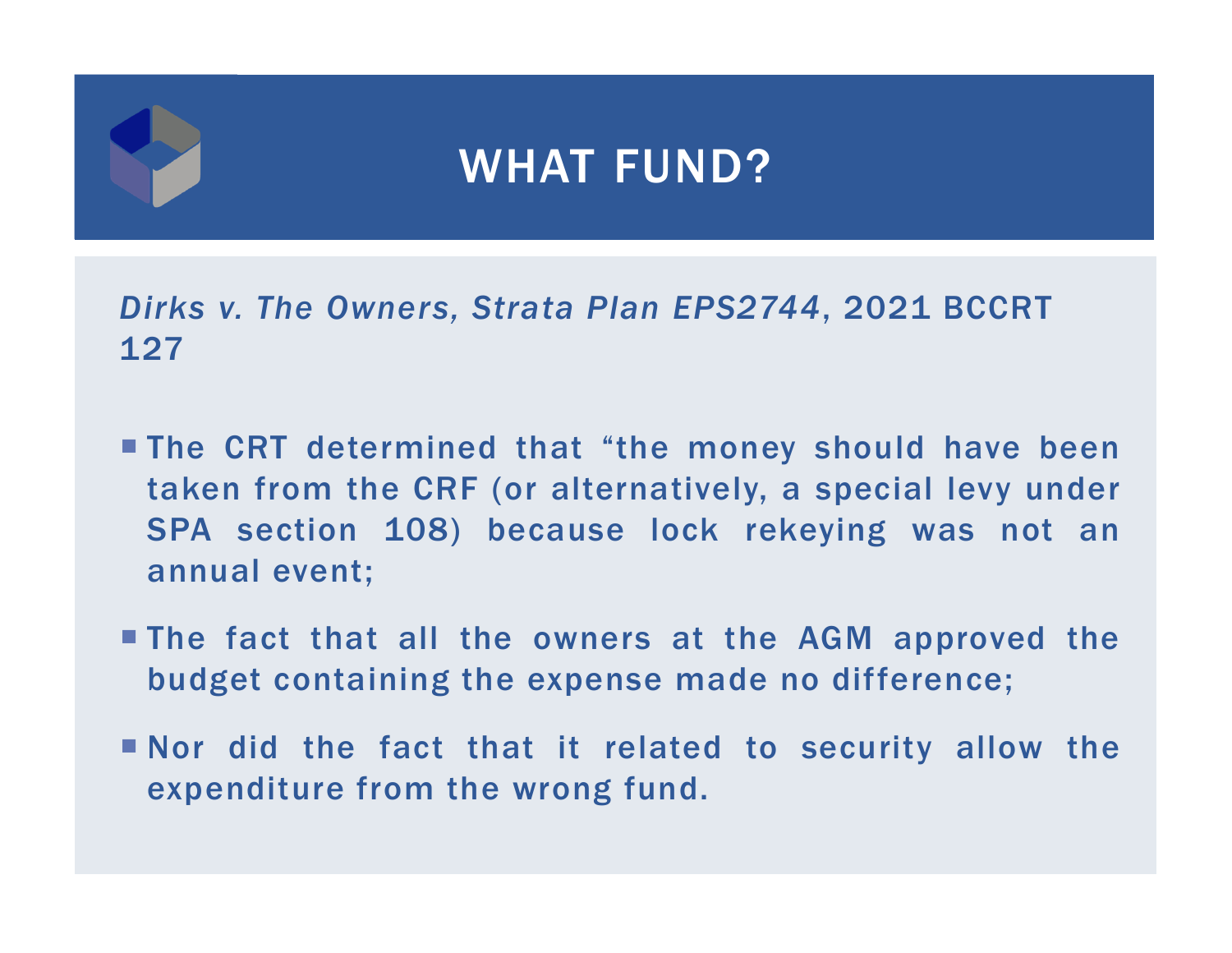# WHAT FUND?

*Dirks v. The Owners, Strata Plan EPS2744*, 2021 BCCRT 127

- The CRT determined that "the money should have been taken from the CRF (or alternatively, a special levy under SPA section 108) because lock rekeying was not an annual event;
- The fact that all the owners at the AGM approved the budget containing the expense made no difference;
- Nor did the fact that it related to security allow the expenditure from the wrong fund.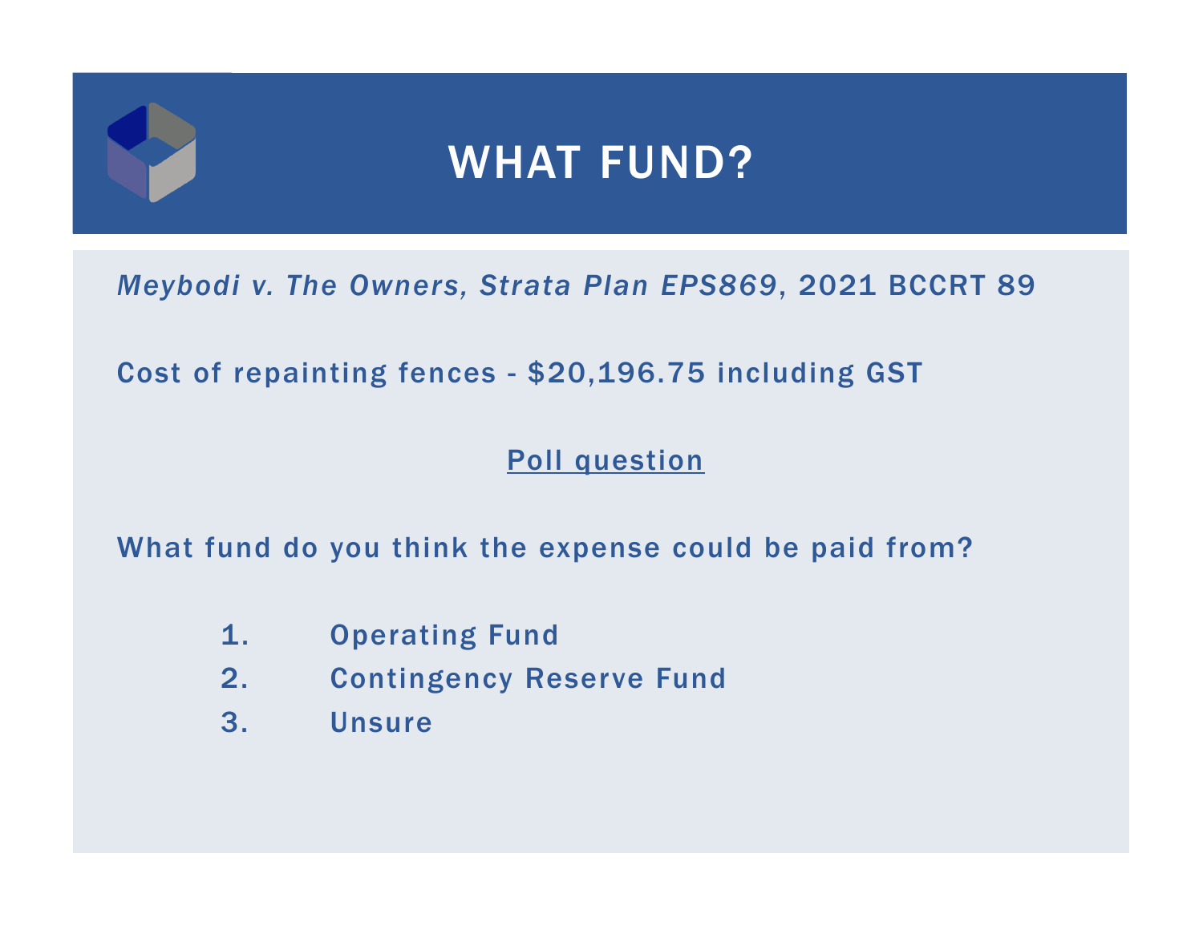# WHAT FUND?

*Meybodi v. The Owners, Strata Plan EPS869*, 2021 BCCRT 89

Cost of repainting fences - $20,196.75 including GST

Poll question

What fund do you think the expense could be paid from?

1. Operating Fund
2. Contingency Reserve Fund
3. Unsure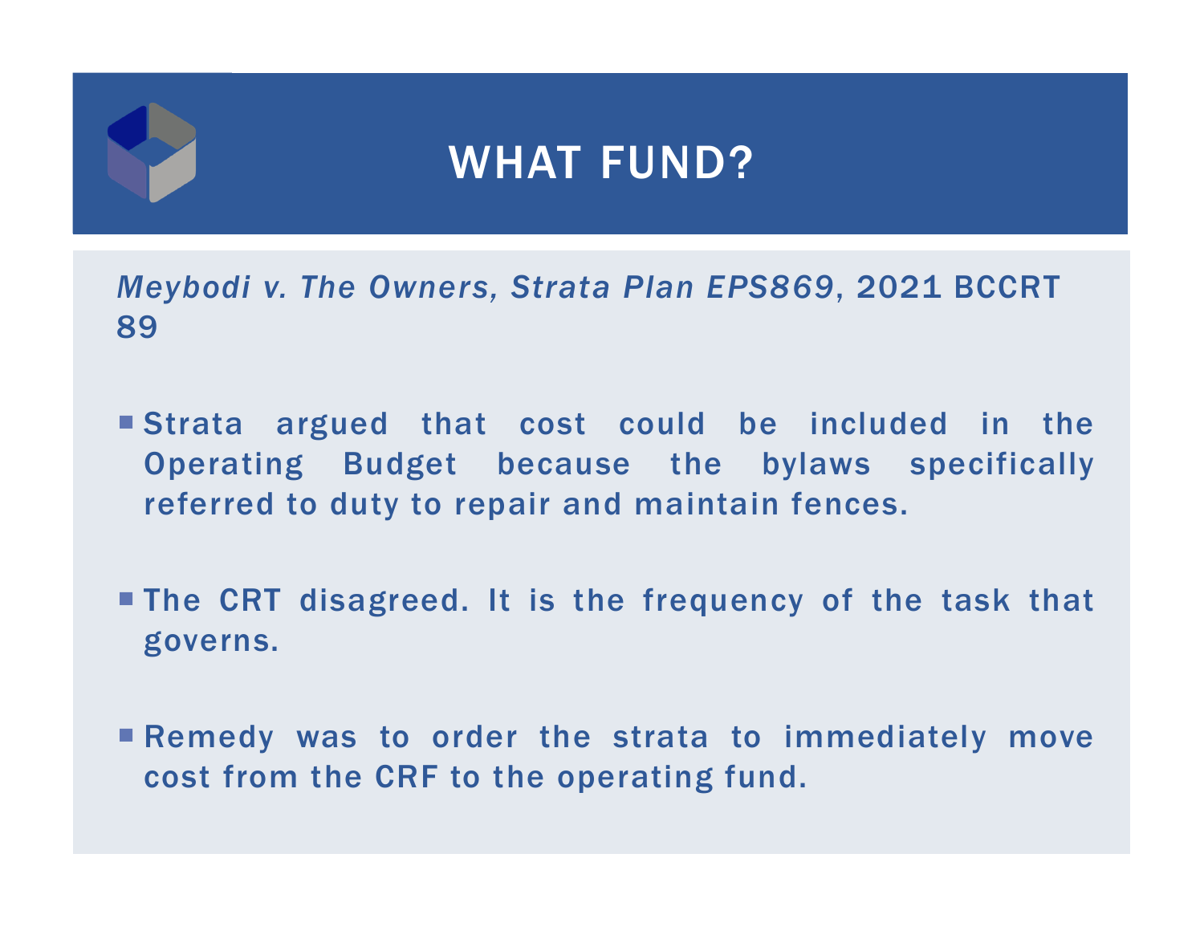# WHAT FUND?

*Meybodi v. The Owners, Strata Plan EPS869*, 2021 BCCRT 89

- Strata argued that cost could be included in the Operating Budget because the bylaws specifically referred to duty to repair and maintain fences.
- The CRT disagreed. It is the frequency of the task that governs.
- Remedy was to order the strata to immediately move cost from the CRF to the operating fund.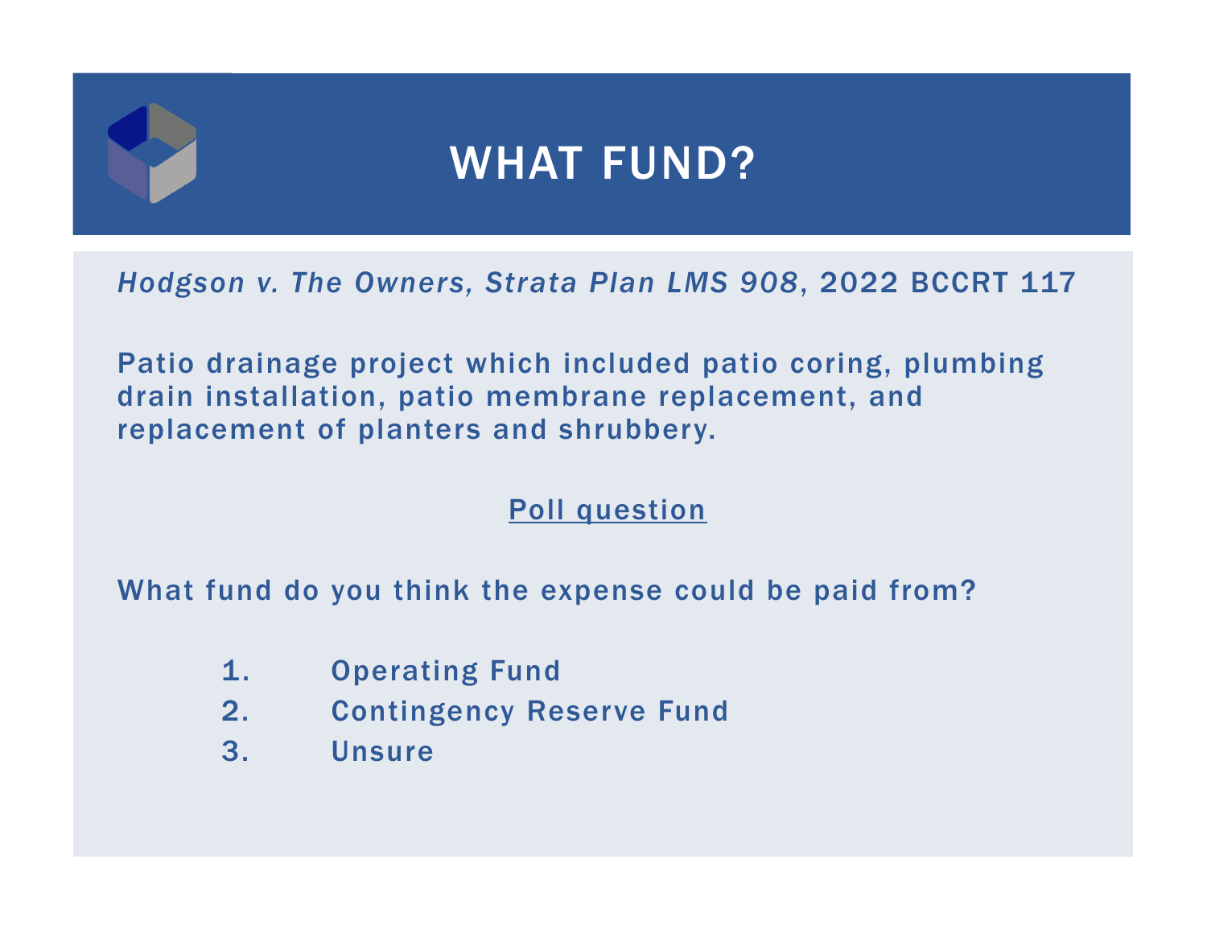# WHAT FUND?

*Hodgson v. The Owners, Strata Plan LMS 908*, 2022 BCCRT 117

Patio drainage project which included patio coring, plumbing drain installation, patio membrane replacement, and replacement of planters and shrubbery.

<u>Poll question</u>

What fund do you think the expense could be paid from?

1. Operating Fund
2. Contingency Reserve Fund
3. Unsure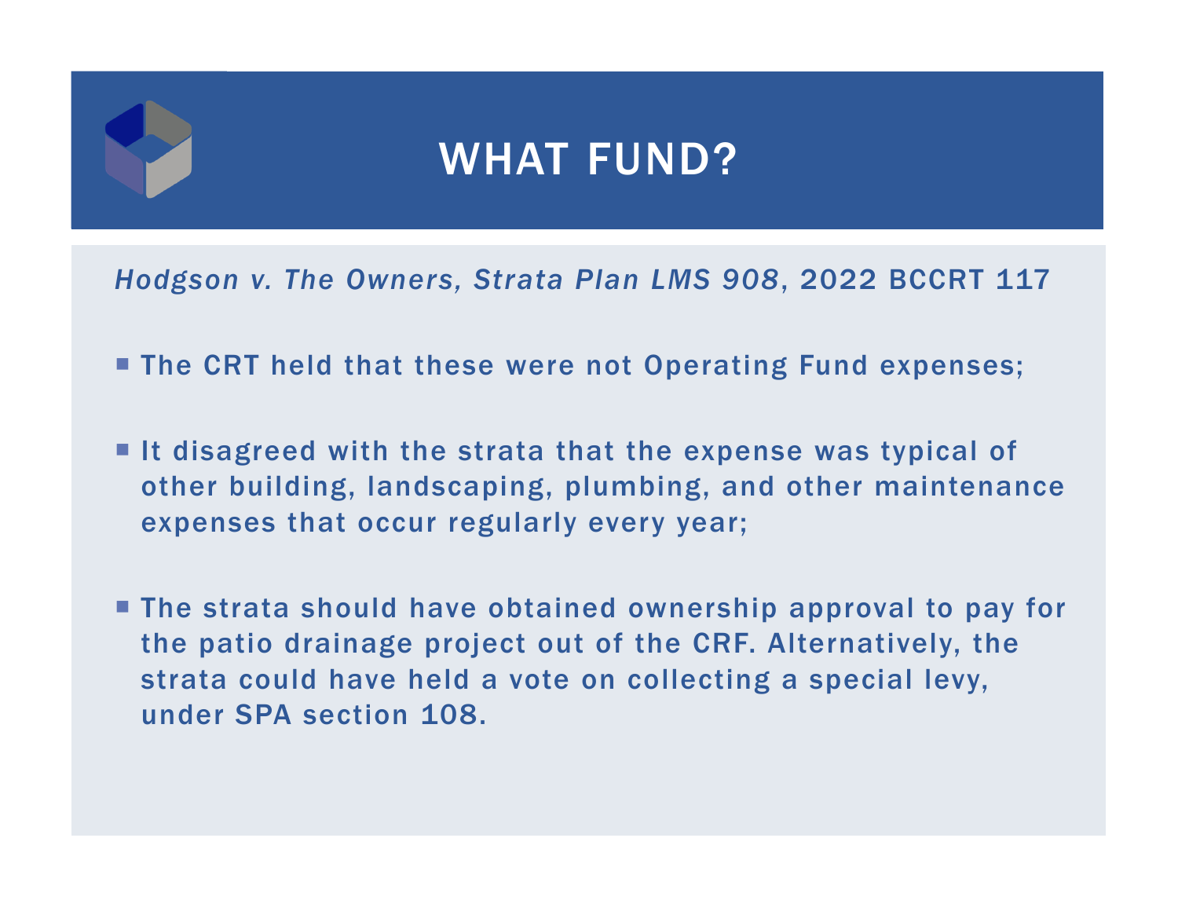# WHAT FUND?

*Hodgson v. The Owners, Strata Plan LMS 908*, 2022 BCCRT 117

- The CRT held that these were not Operating Fund expenses;
- It disagreed with the strata that the expense was typical of other building, landscaping, plumbing, and other maintenance expenses that occur regularly every year;
- The strata should have obtained ownership approval to pay for the patio drainage project out of the CRF. Alternatively, the strata could have held a vote on collecting a special levy, under SPA section 108.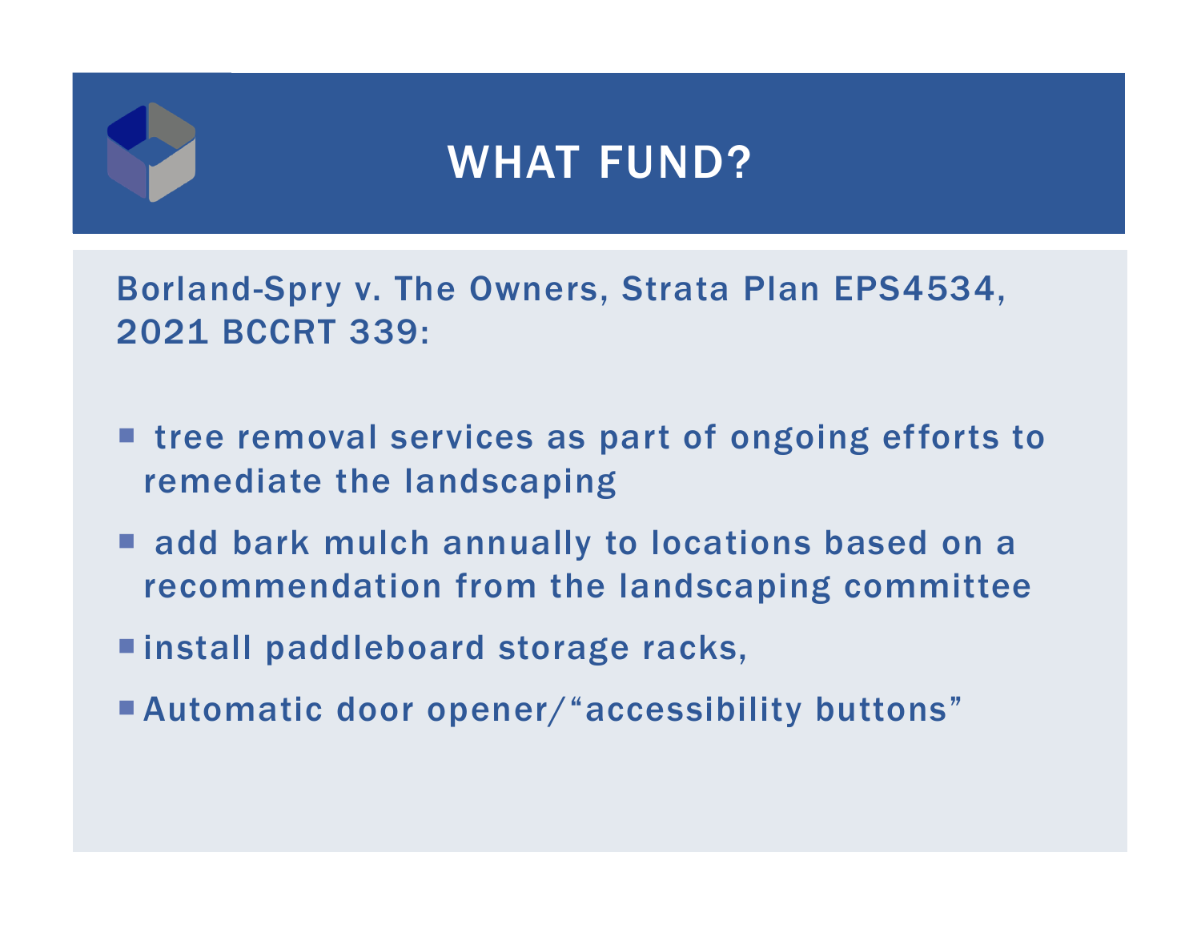# WHAT FUND?

Borland-Spry v. The Owners, Strata Plan EPS4534, 2021 BCCRT 339:

- tree removal services as part of ongoing efforts to remediate the landscaping
- add bark mulch annually to locations based on a recommendation from the landscaping committee
- install paddleboard storage racks,
- Automatic door opener/"accessibility buttons"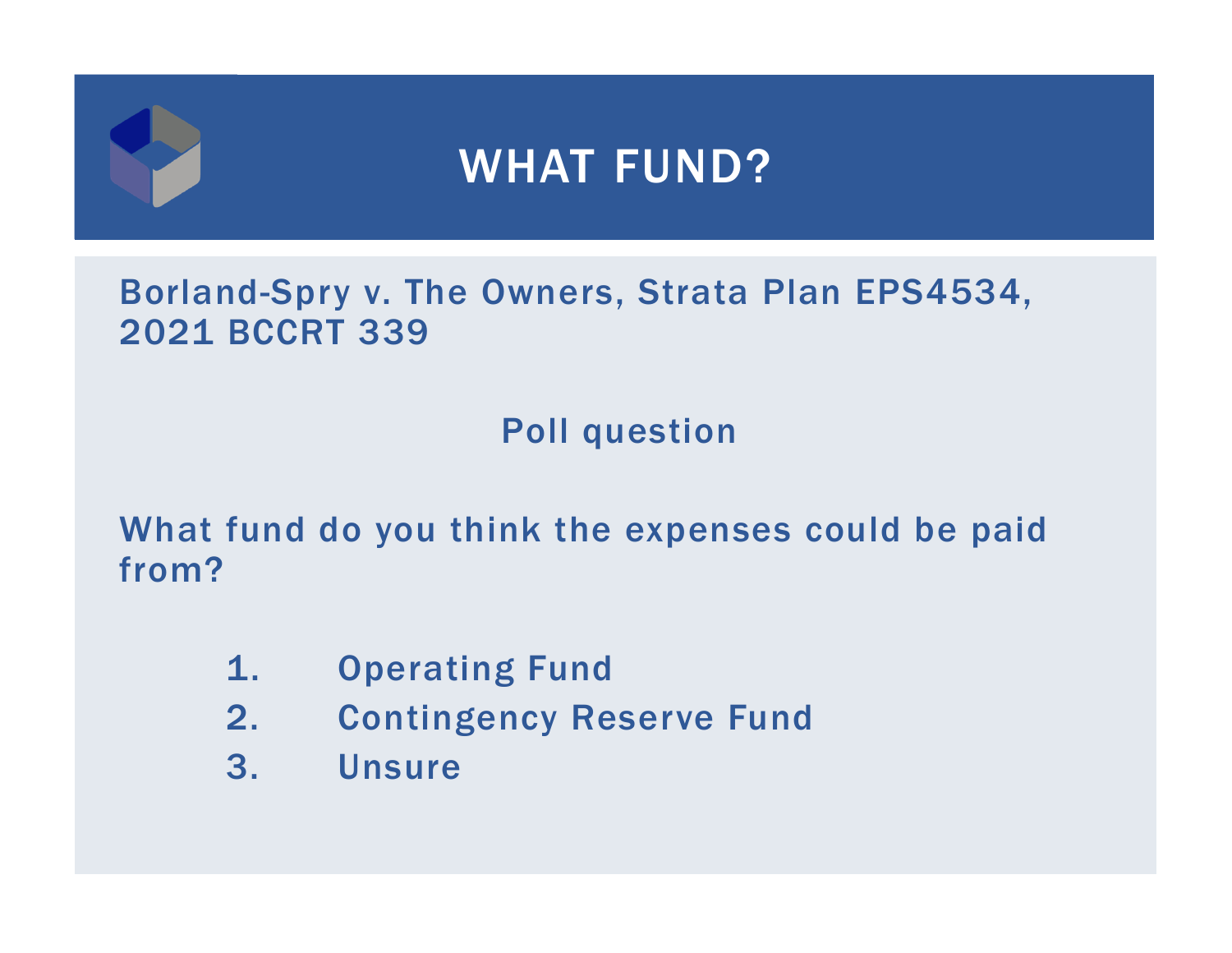# WHAT FUND?

Borland-Spry v. The Owners, Strata Plan EPS4534, 2021 BCCRT 339

Poll question

What fund do you think the expenses could be paid from?

1. Operating Fund
2. Contingency Reserve Fund
3. Unsure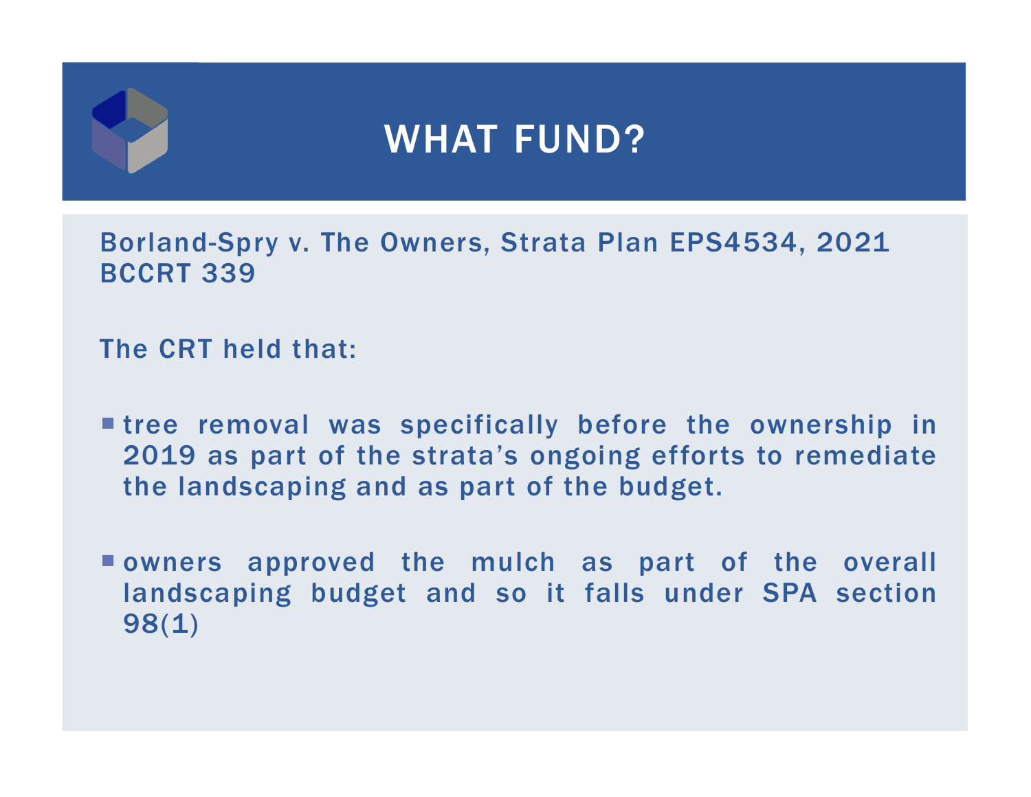# WHAT FUND?

Borland-Spry v. The Owners, Strata Plan EPS4534, 2021 BCCRT 339

The CRT held that:

- tree removal was specifically before the ownership in 2019 as part of the strata's ongoing efforts to remediate the landscaping and as part of the budget.
- owners approved the mulch as part of the overall landscaping budget and so it falls under SPA section 98(1)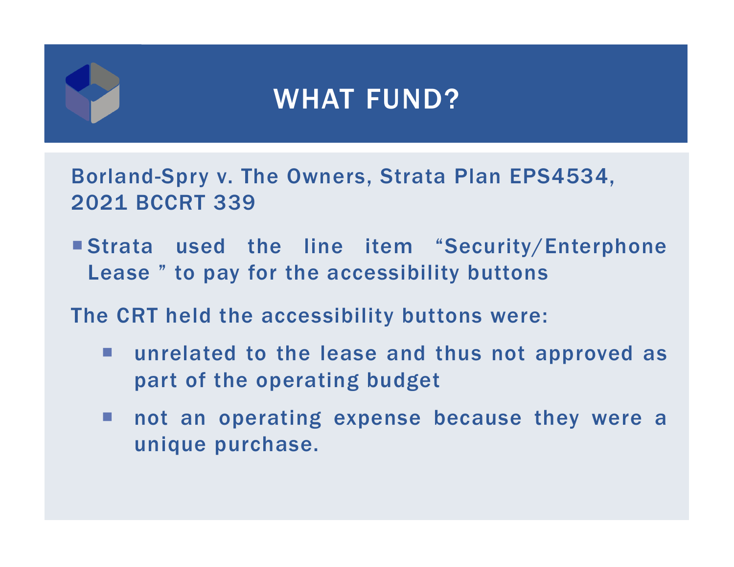# WHAT FUND?

Borland-Spry v. The Owners, Strata Plan EPS4534, 2021 BCCRT 339

- Strata used the line item "Security/Enterphone Lease " to pay for the accessibility buttons

The CRT held the accessibility buttons were:

- unrelated to the lease and thus not approved as part of the operating budget
- not an operating expense because they were a unique purchase.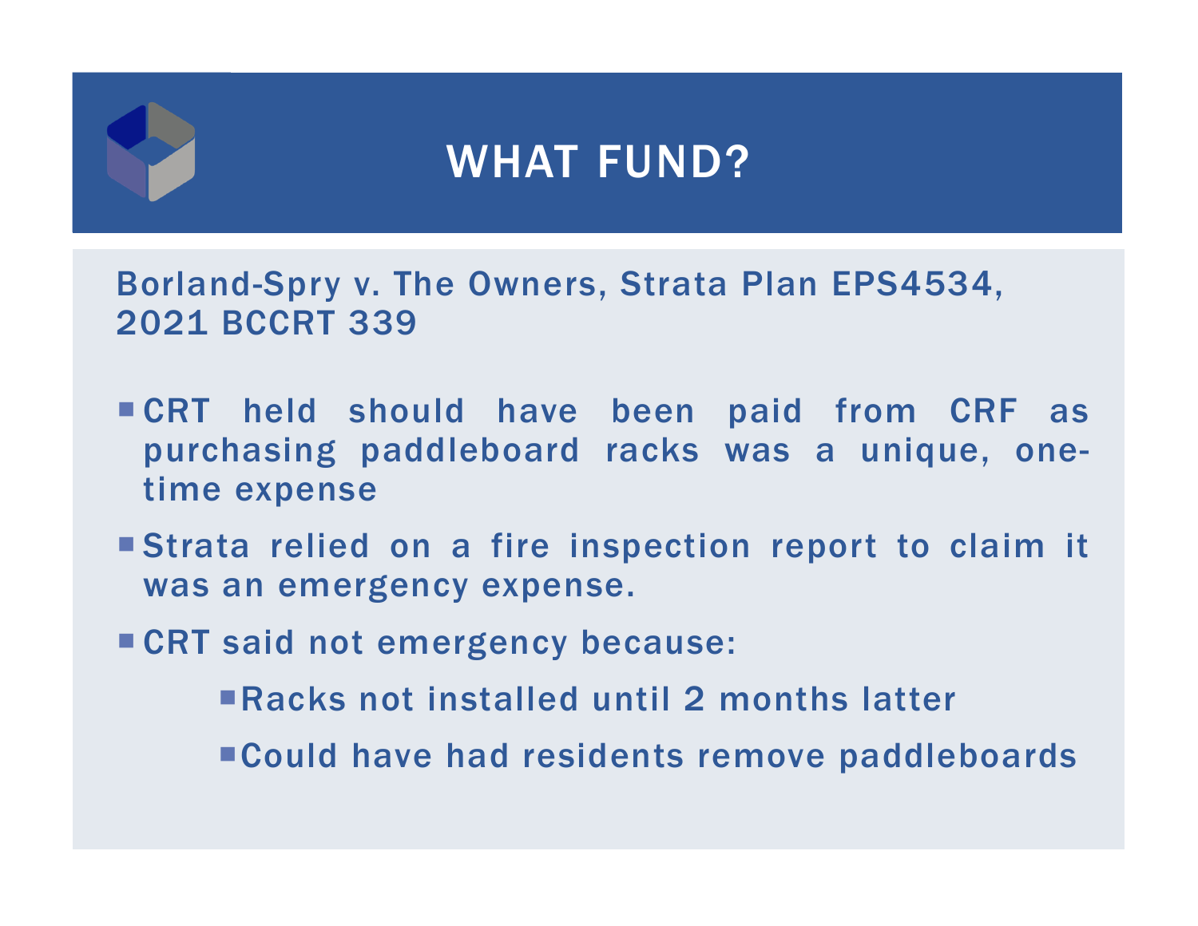# WHAT FUND?

Borland-Spry v. The Owners, Strata Plan EPS4534, 2021 BCCRT 339

- CRT held should have been paid from CRF as purchasing paddleboard racks was a unique, one-time expense
- Strata relied on a fire inspection report to claim it was an emergency expense.
- CRT said not emergency because:
  - Racks not installed until 2 months latter
  - Could have had residents remove paddleboards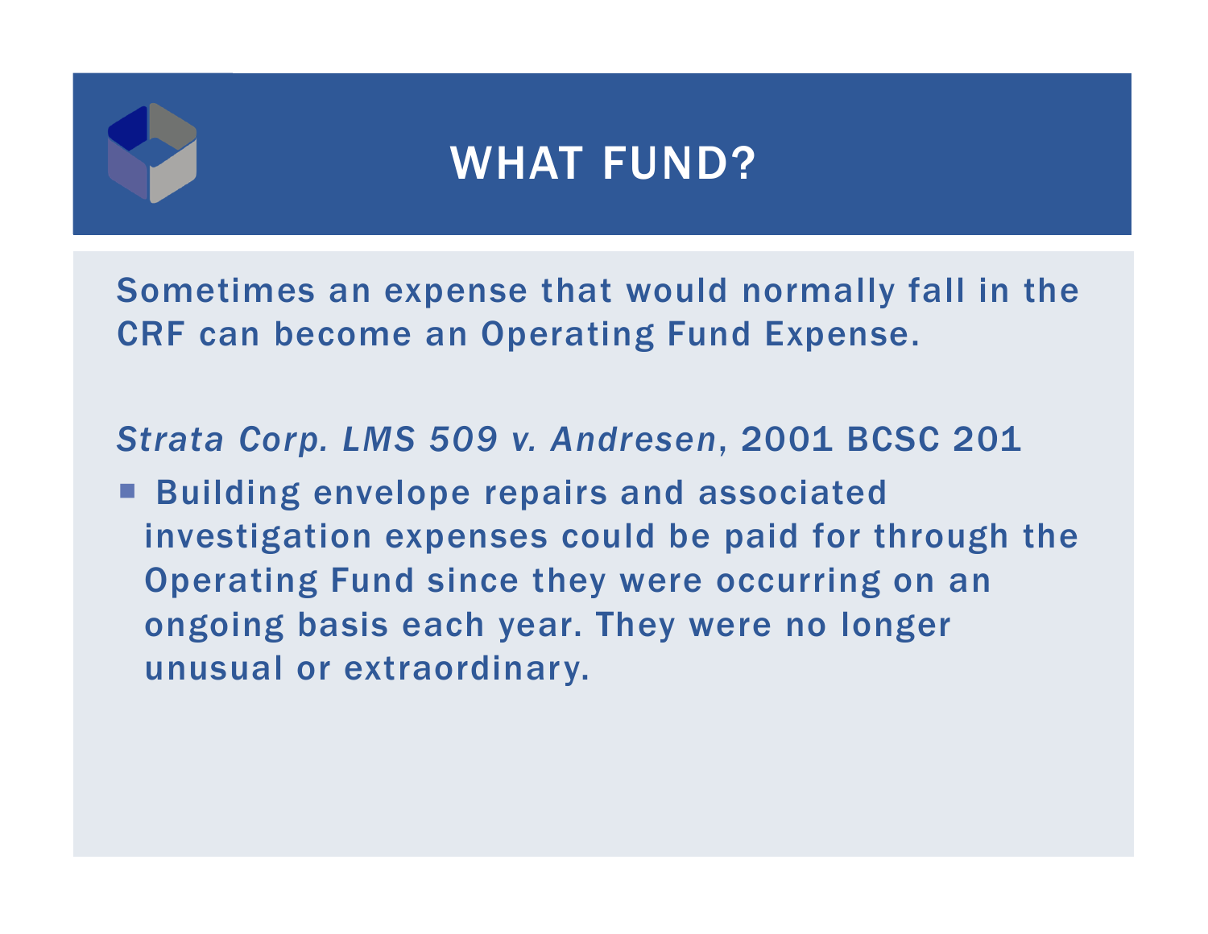# WHAT FUND?

Sometimes an expense that would normally fall in the CRF can become an Operating Fund Expense.

*Strata Corp. LMS 509 v. Andresen*, 2001 BCSC 201

- Building envelope repairs and associated investigation expenses could be paid for through the Operating Fund since they were occurring on an ongoing basis each year. They were no longer unusual or extraordinary.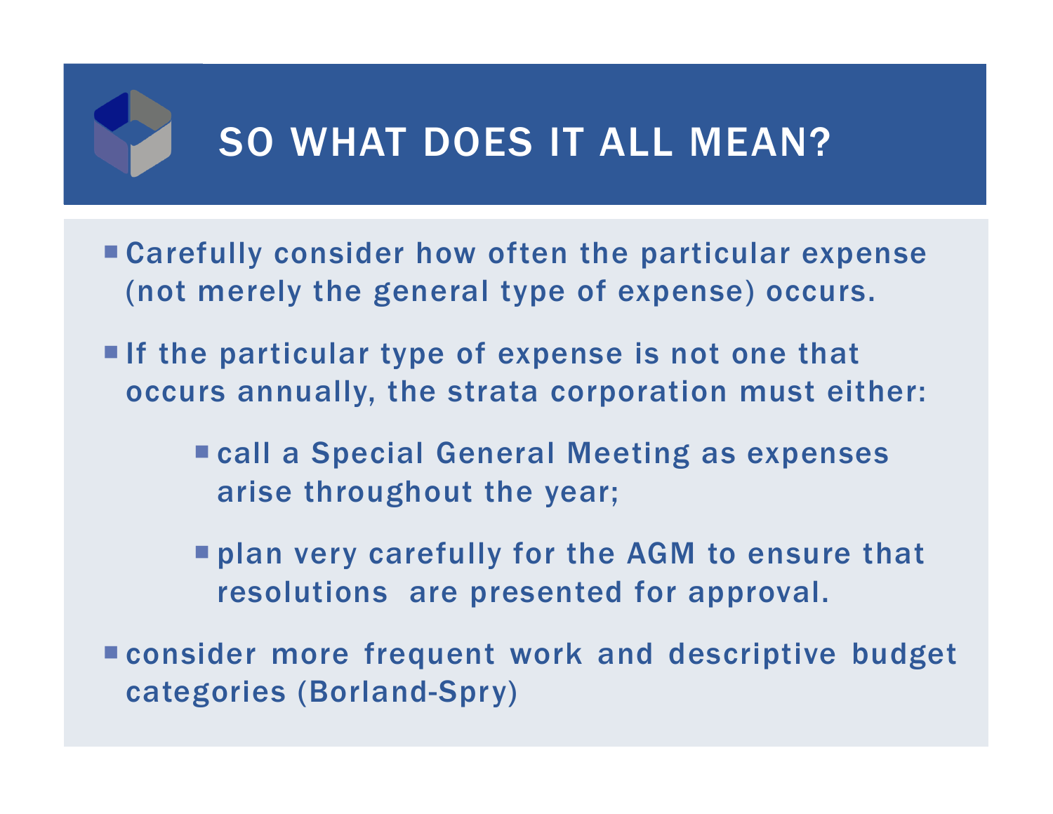# SO WHAT DOES IT ALL MEAN?

- Carefully consider how often the particular expense (not merely the general type of expense) occurs.
- If the particular type of expense is not one that occurs annually, the strata corporation must either:
  - call a Special General Meeting as expenses arise throughout the year;
  - plan very carefully for the AGM to ensure that resolutions are presented for approval.
- consider more frequent work and descriptive budget categories (Borland-Spry)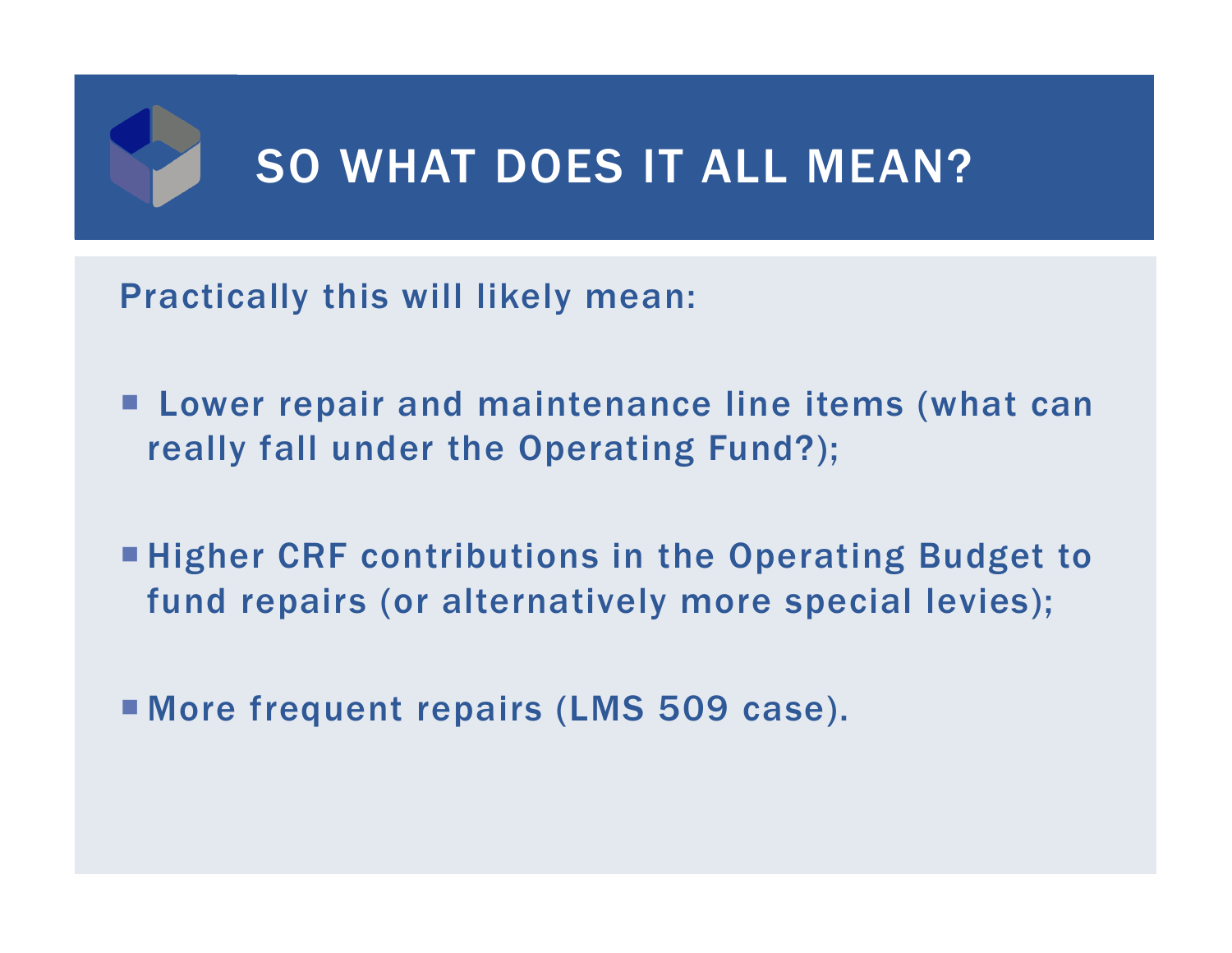# SO WHAT DOES IT ALL MEAN?

Practically this will likely mean:

- Lower repair and maintenance line items (what can really fall under the Operating Fund?);
- Higher CRF contributions in the Operating Budget to fund repairs (or alternatively more special levies);
- More frequent repairs (LMS 509 case).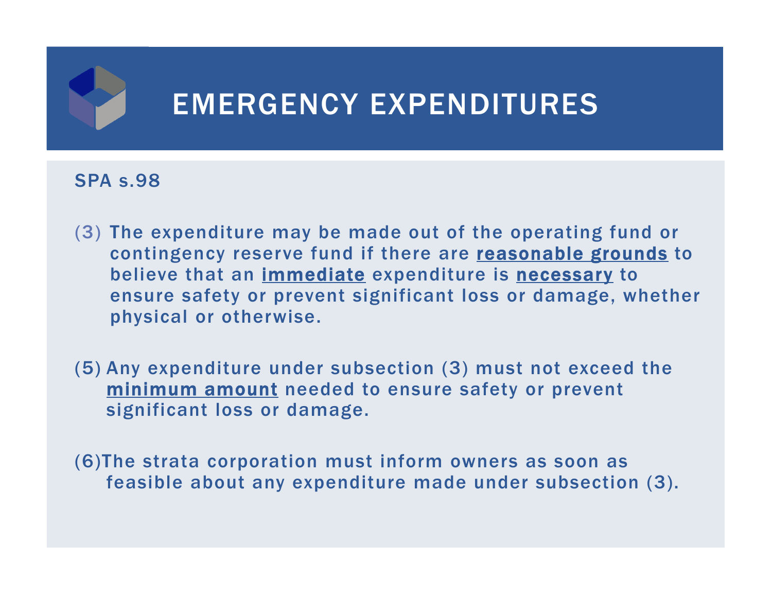# EMERGENCY EXPENDITURES

SPA s.98

(3) The expenditure may be made out of the operating fund or contingency reserve fund if there are **reasonable grounds** to believe that an **immediate** expenditure is **necessary** to ensure safety or prevent significant loss or damage, whether physical or otherwise.

(5) Any expenditure under subsection (3) must not exceed the **minimum amount** needed to ensure safety or prevent significant loss or damage.

(6) The strata corporation must inform owners as soon as feasible about any expenditure made under subsection (3).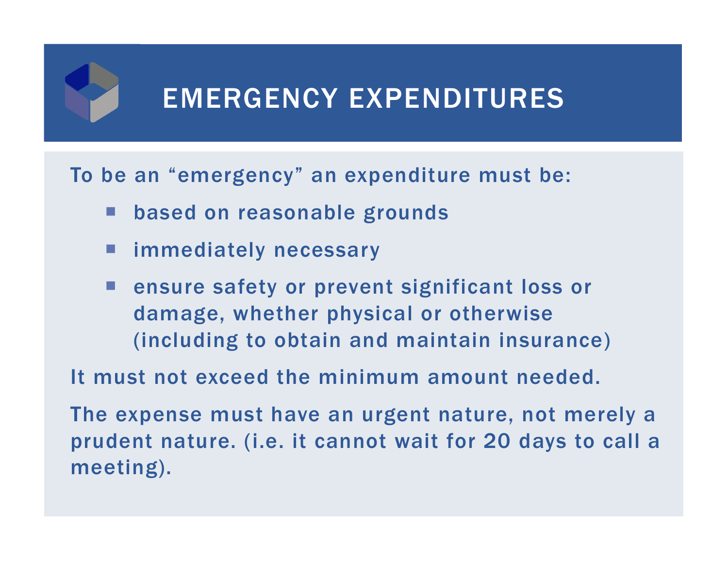# EMERGENCY EXPENDITURES

To be an "emergency" an expenditure must be:

- based on reasonable grounds
- immediately necessary
- ensure safety or prevent significant loss or damage, whether physical or otherwise (including to obtain and maintain insurance)

It must not exceed the minimum amount needed.

The expense must have an urgent nature, not merely a prudent nature. (i.e. it cannot wait for 20 days to call a meeting).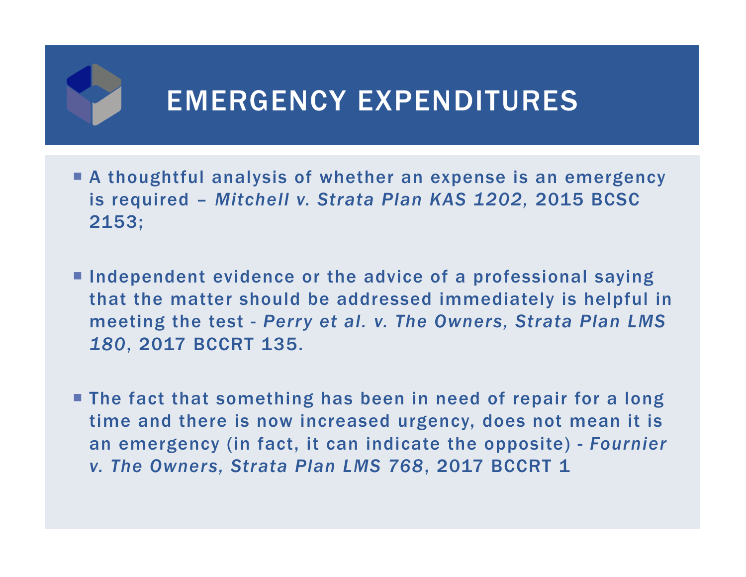# EMERGENCY EXPENDITURES

- A thoughtful analysis of whether an expense is an emergency is required – *Mitchell v. Strata Plan KAS 1202,* 2015 BCSC 2153;

- Independent evidence or the advice of a professional saying that the matter should be addressed immediately is helpful in meeting the test - *Perry et al. v. The Owners, Strata Plan LMS 180*, 2017 BCCRT 135.

- The fact that something has been in need of repair for a long time and there is now increased urgency, does not mean it is an emergency (in fact, it can indicate the opposite) - *Fournier v. The Owners, Strata Plan LMS 768*, 2017 BCCRT 1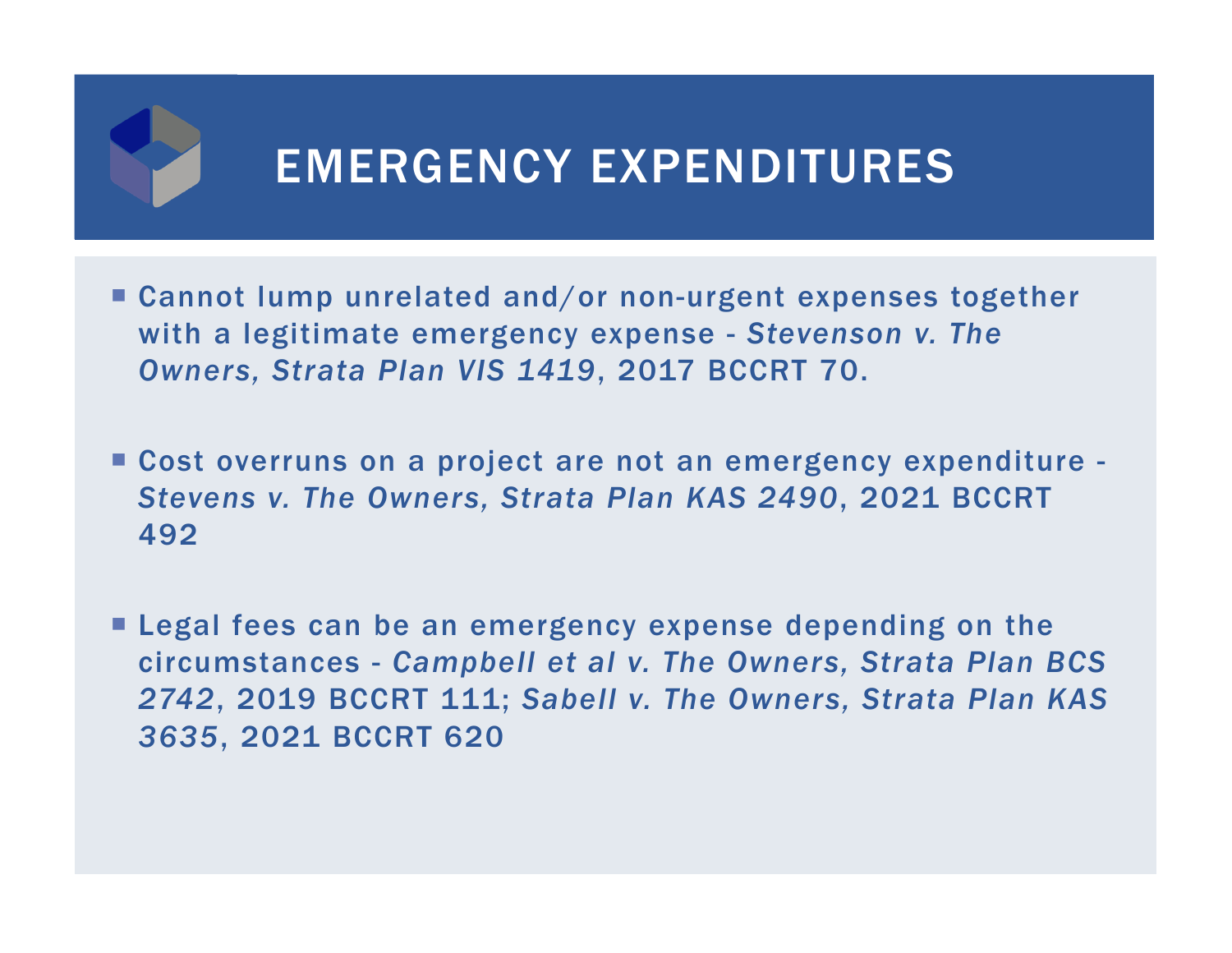# EMERGENCY EXPENDITURES

- Cannot lump unrelated and/or non-urgent expenses together with a legitimate emergency expense - *Stevenson v. The Owners, Strata Plan VIS 1419*, 2017 BCCRT 70.

- Cost overruns on a project are not an emergency expenditure - *Stevens v. The Owners, Strata Plan KAS 2490*, 2021 BCCRT 492

- Legal fees can be an emergency expense depending on the circumstances - *Campbell et al v. The Owners, Strata Plan BCS 2742*, 2019 BCCRT 111; *Sabell v. The Owners, Strata Plan KAS 3635*, 2021 BCCRT 620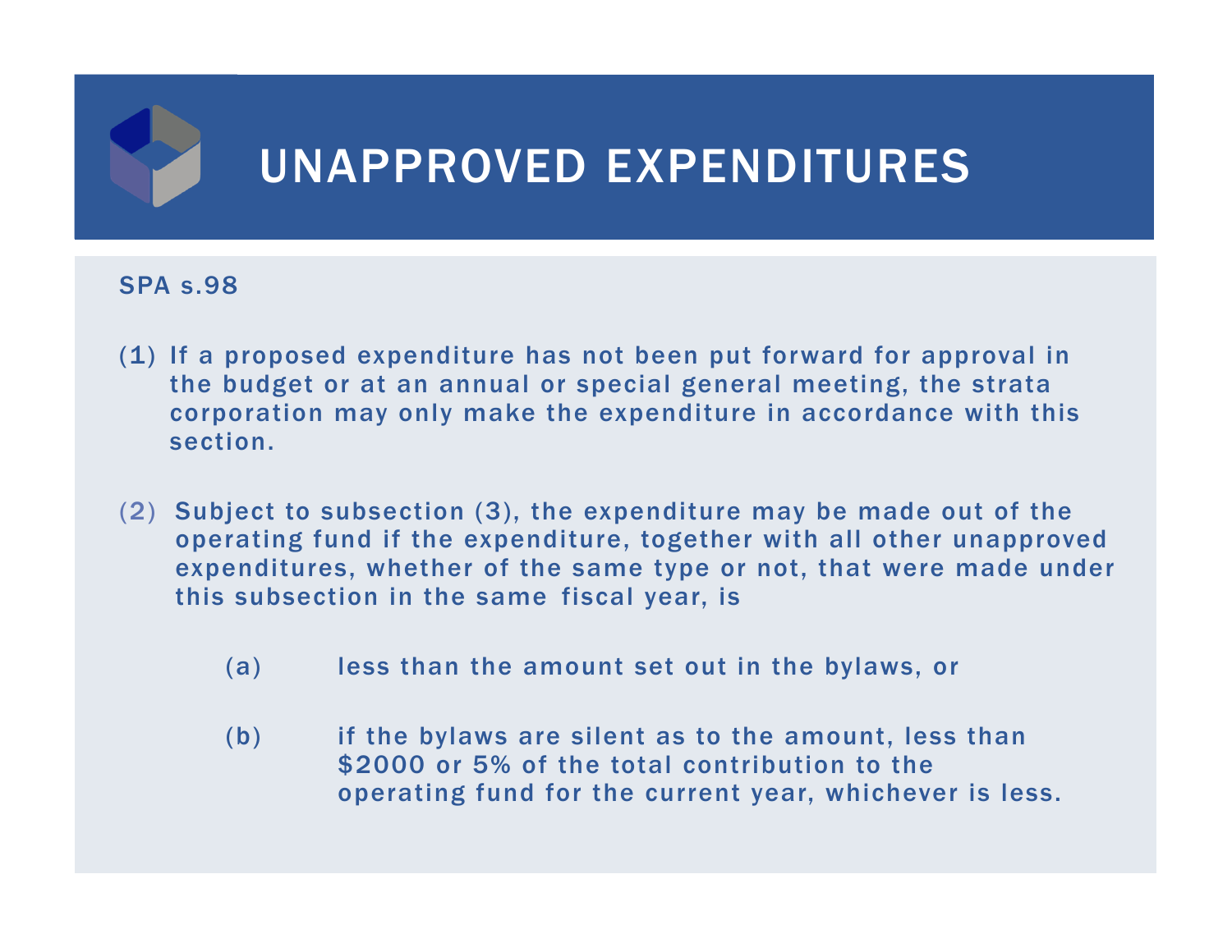# UNAPPROVED EXPENDITURES

SPA s.98

(1) If a proposed expenditure has not been put forward for approval in the budget or at an annual or special general meeting, the strata corporation may only make the expenditure in accordance with this section.

(2) Subject to subsection (3), the expenditure may be made out of the operating fund if the expenditure, together with all other unapproved expenditures, whether of the same type or not, that were made under this subsection in the same fiscal year, is

- (a) less than the amount set out in the bylaws, or
- (b) if the bylaws are silent as to the amount, less than $2000 or 5% of the total contribution to the operating fund for the current year, whichever is less.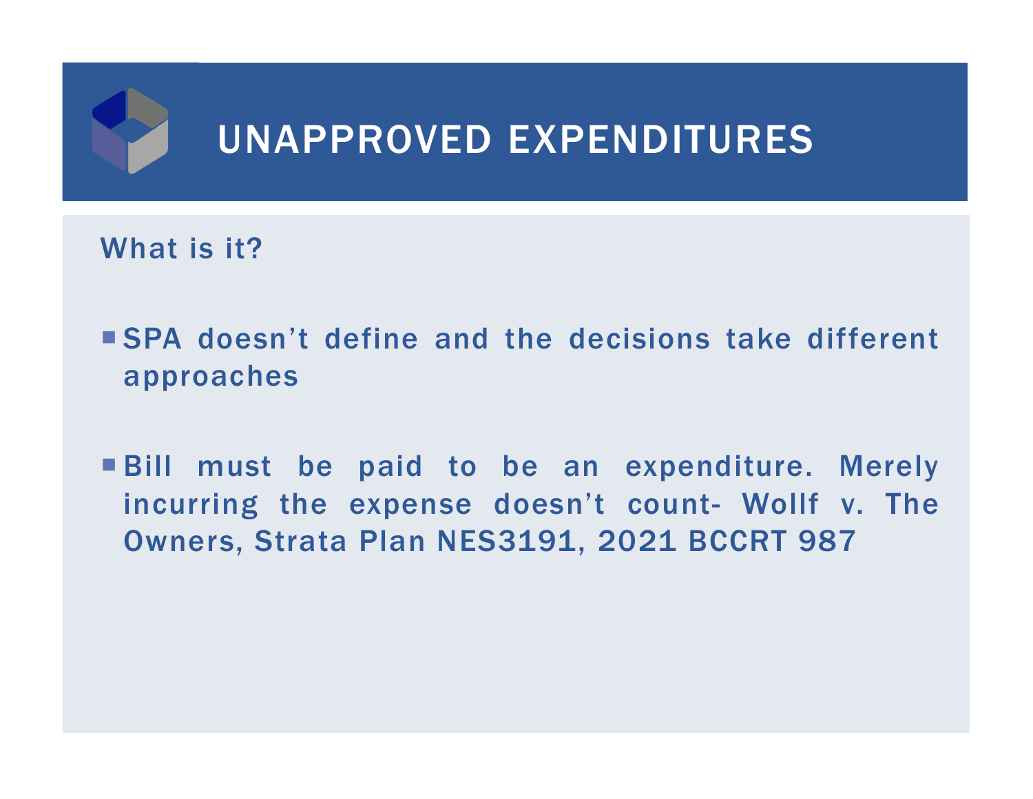# UNAPPROVED EXPENDITURES

What is it?

- SPA doesn't define and the decisions take different approaches
- Bill must be paid to be an expenditure. Merely incurring the expense doesn't count- Wollf v. The Owners, Strata Plan NES3191, 2021 BCCRT 987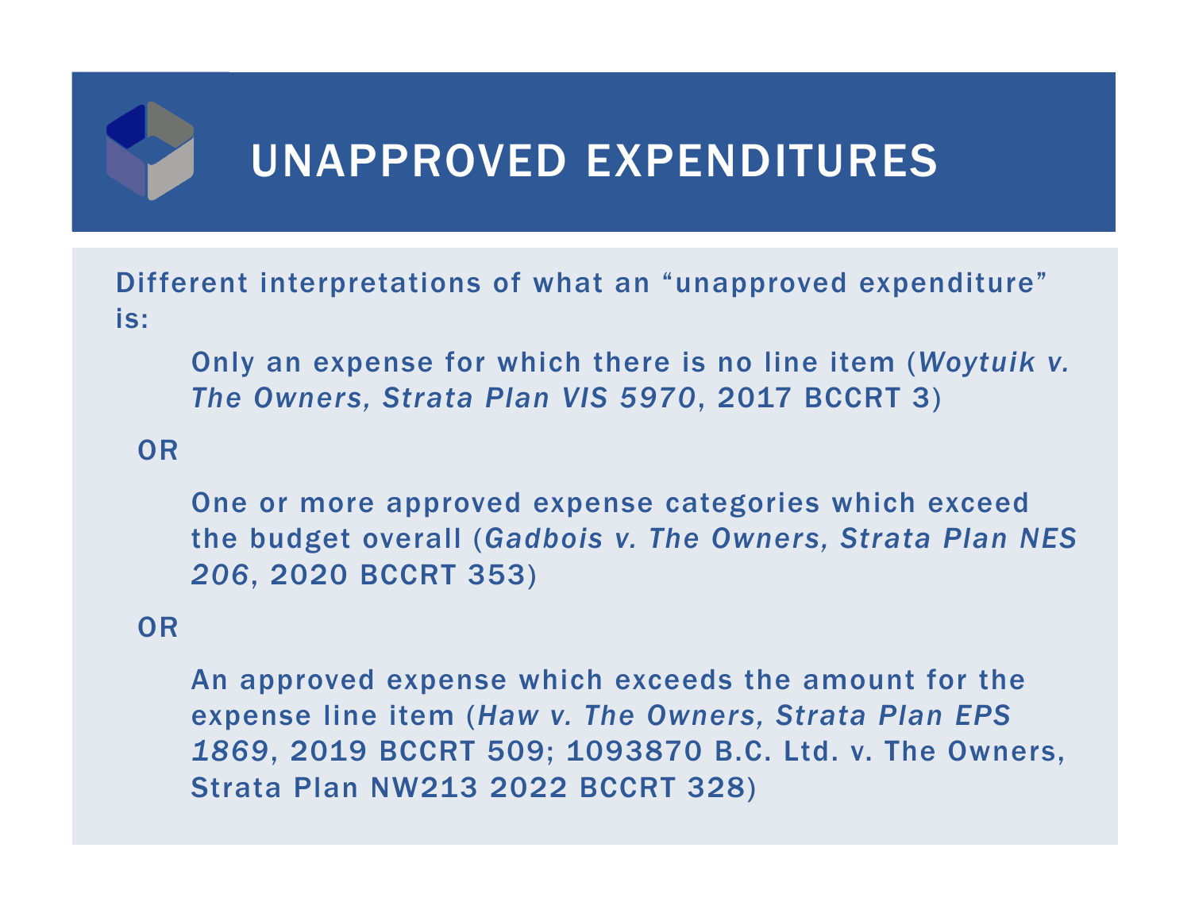# UNAPPROVED EXPENDITURES

Different interpretations of what an "unapproved expenditure" is:

> Only an expense for which there is no line item (*Woytuik v. The Owners, Strata Plan VIS 5970*, 2017 BCCRT 3)

OR

> One or more approved expense categories which exceed the budget overall (*Gadbois v. The Owners, Strata Plan NES 206*, 2020 BCCRT 353)

OR

> An approved expense which exceeds the amount for the expense line item (*Haw v. The Owners, Strata Plan EPS 1869*, 2019 BCCRT 509; 1093870 B.C. Ltd. v. The Owners, Strata Plan NW213 2022 BCCRT 328)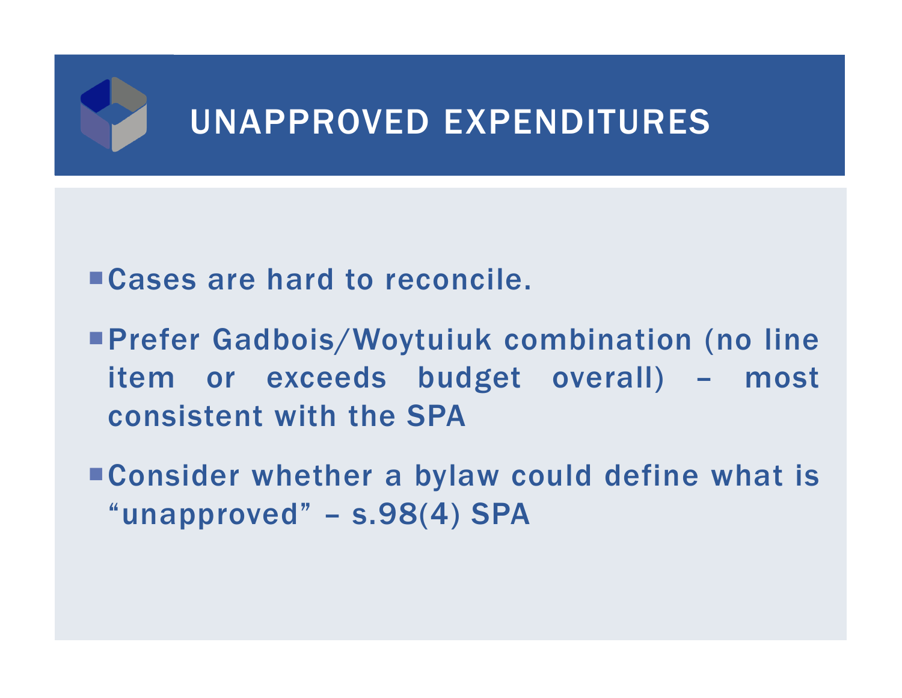# UNAPPROVED EXPENDITURES

- Cases are hard to reconcile.
- Prefer Gadbois/Woytuiuk combination (no line item or exceeds budget overall) – most consistent with the SPA
- Consider whether a bylaw could define what is "unapproved" – s.98(4) SPA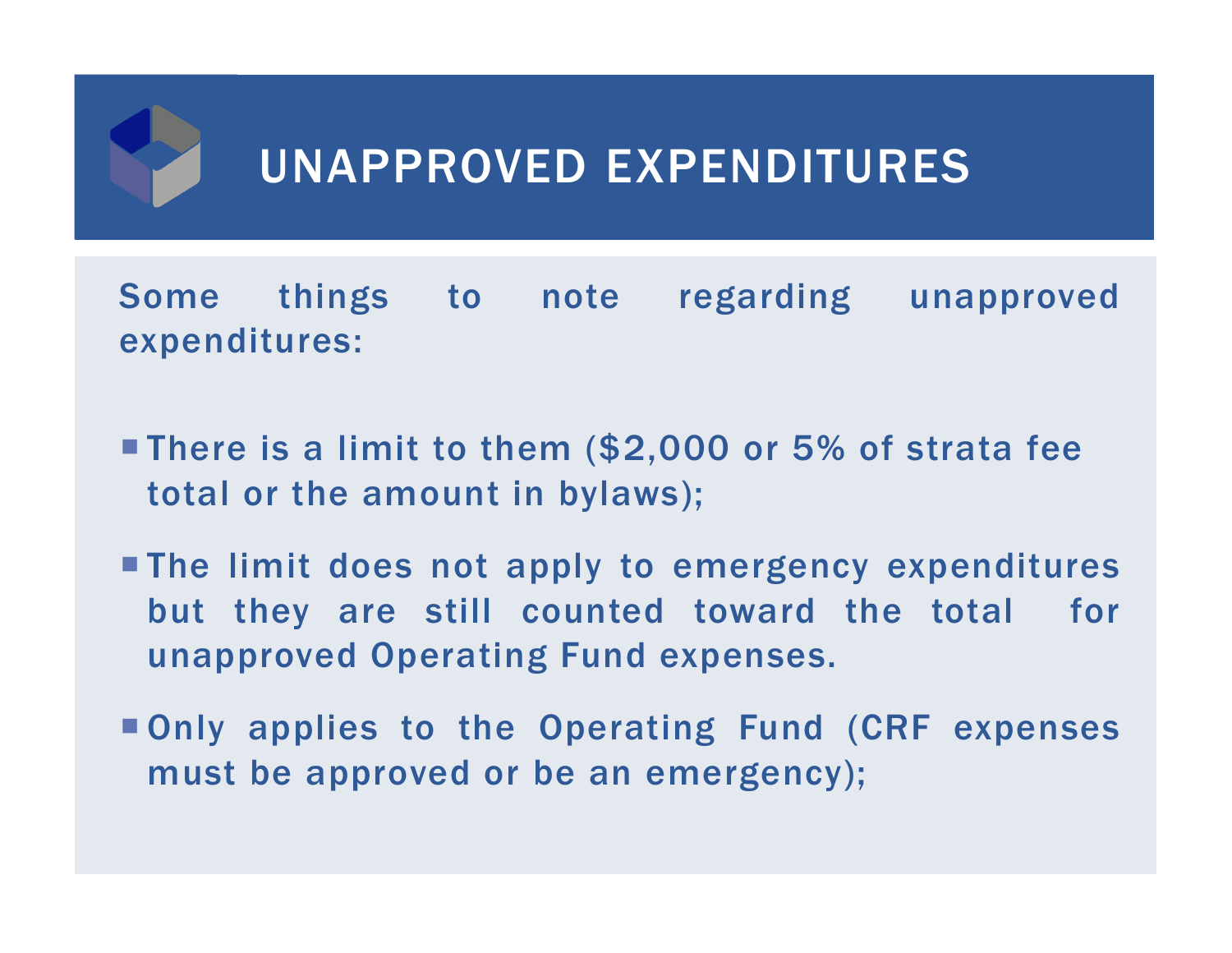# UNAPPROVED EXPENDITURES

Some things to note regarding unapproved expenditures:

- There is a limit to them ($2,000 or 5% of strata fee total or the amount in bylaws);
- The limit does not apply to emergency expenditures but they are still counted toward the total for unapproved Operating Fund expenses.
- Only applies to the Operating Fund (CRF expenses must be approved or be an emergency);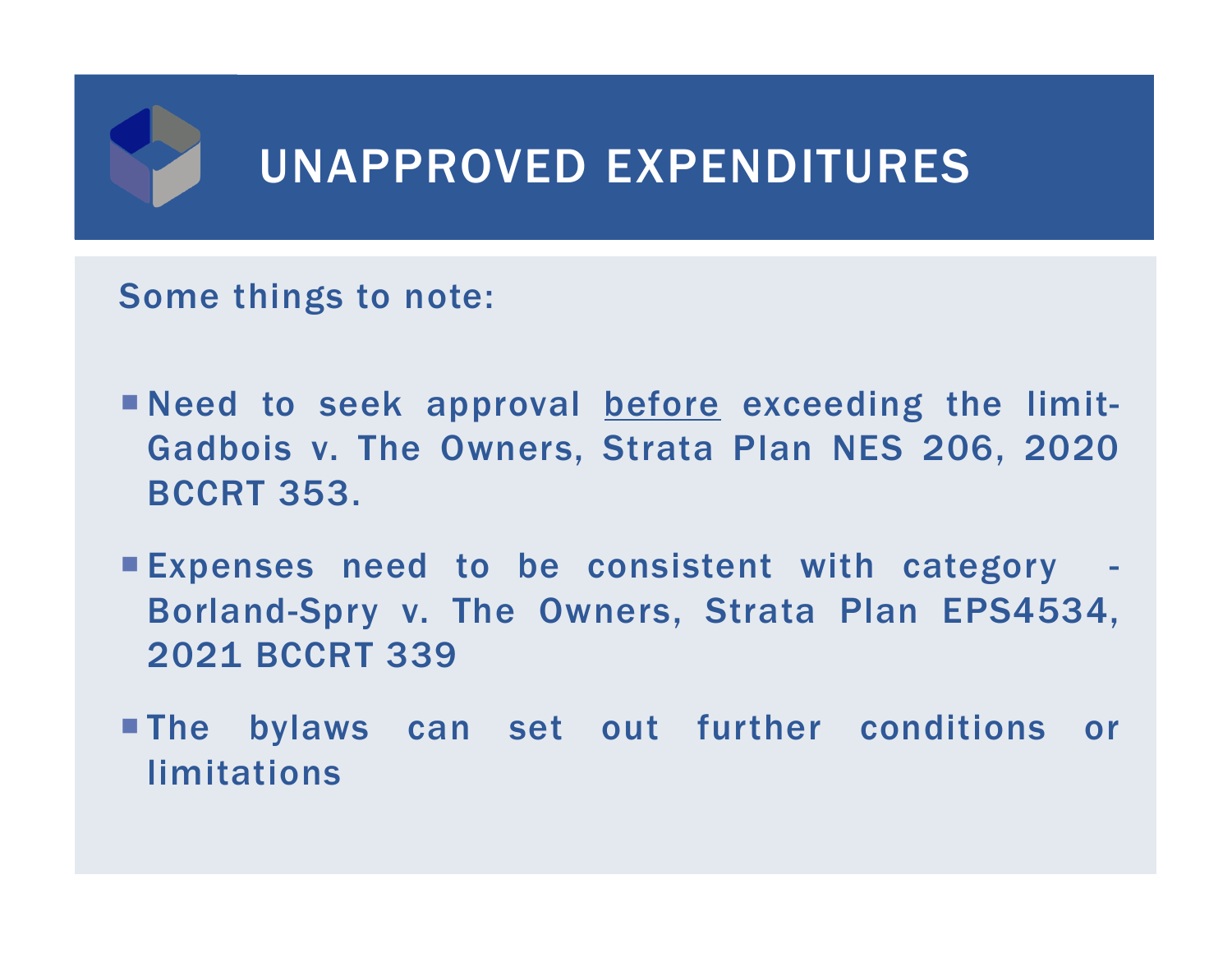# UNAPPROVED EXPENDITURES

Some things to note:

- Need to seek approval <u>before</u> exceeding the limit- Gadbois v. The Owners, Strata Plan NES 206, 2020 BCCRT 353.
- Expenses need to be consistent with category - Borland-Spry v. The Owners, Strata Plan EPS4534, 2021 BCCRT 339
- The bylaws can set out further conditions or limitations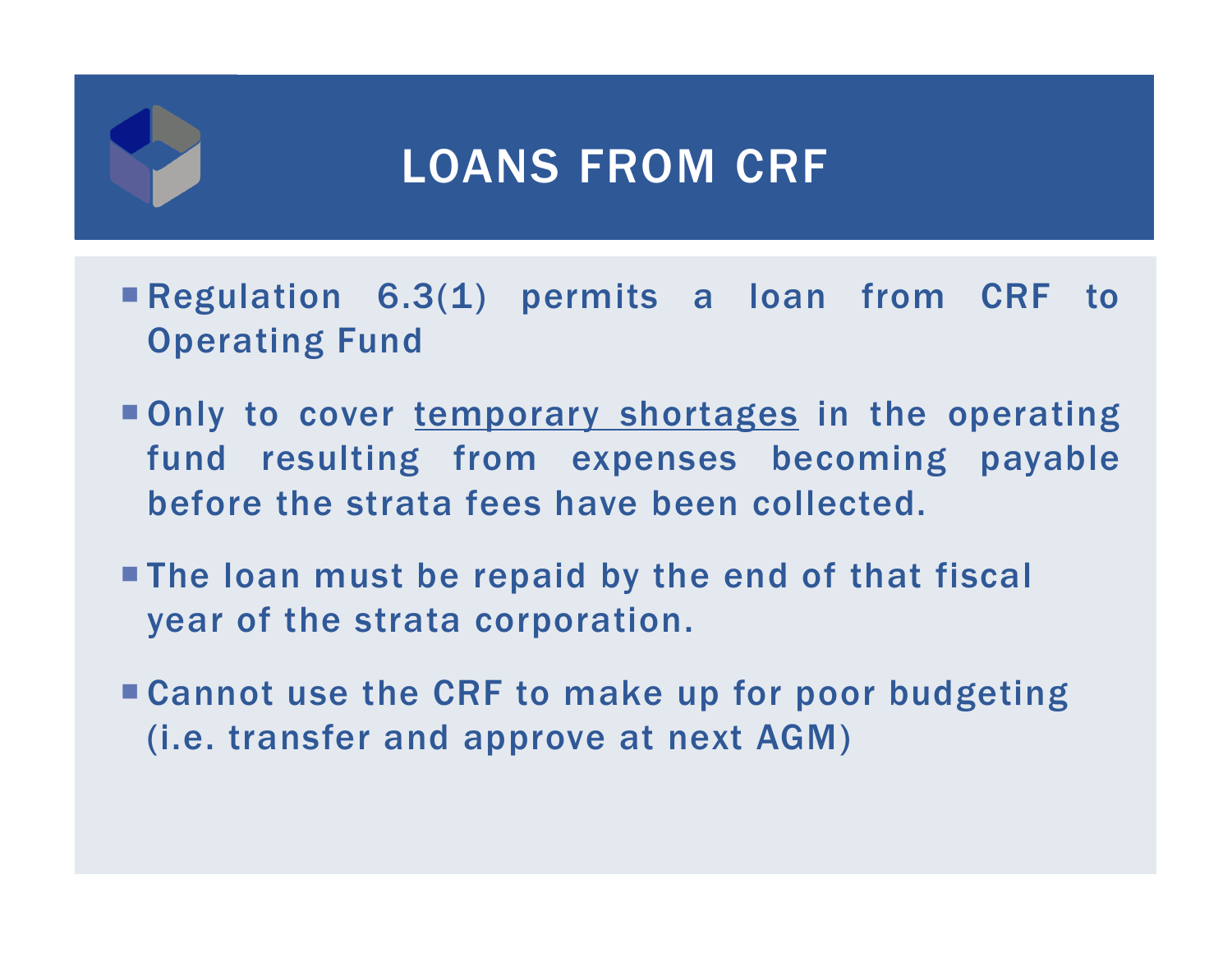# LOANS FROM CRF

- Regulation 6.3(1) permits a loan from CRF to Operating Fund
- Only to cover <u>temporary shortages</u> in the operating fund resulting from expenses becoming payable before the strata fees have been collected.
- The loan must be repaid by the end of that fiscal year of the strata corporation.
- Cannot use the CRF to make up for poor budgeting (i.e. transfer and approve at next AGM)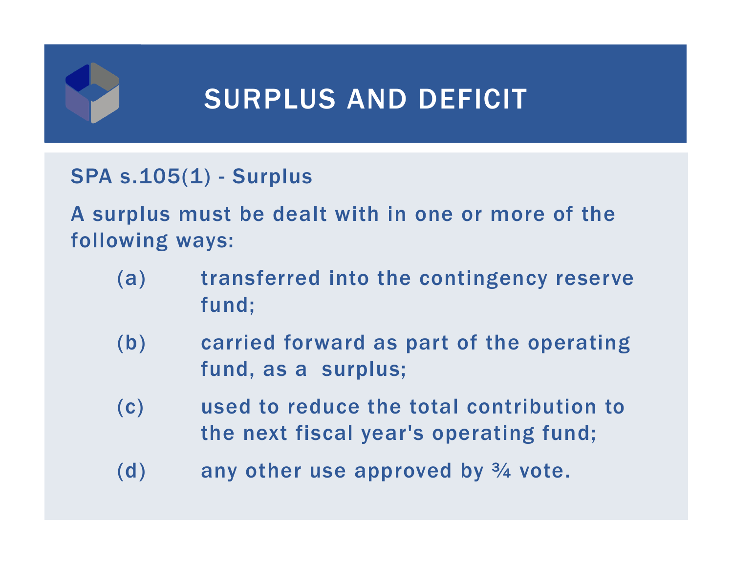# SURPLUS AND DEFICIT

SPA s.105(1) - Surplus

A surplus must be dealt with in one or more of the following ways:

- (a) transferred into the contingency reserve fund;
- (b) carried forward as part of the operating fund, as a surplus;
- (c) used to reduce the total contribution to the next fiscal year's operating fund;
- (d) any other use approved by ¾ vote.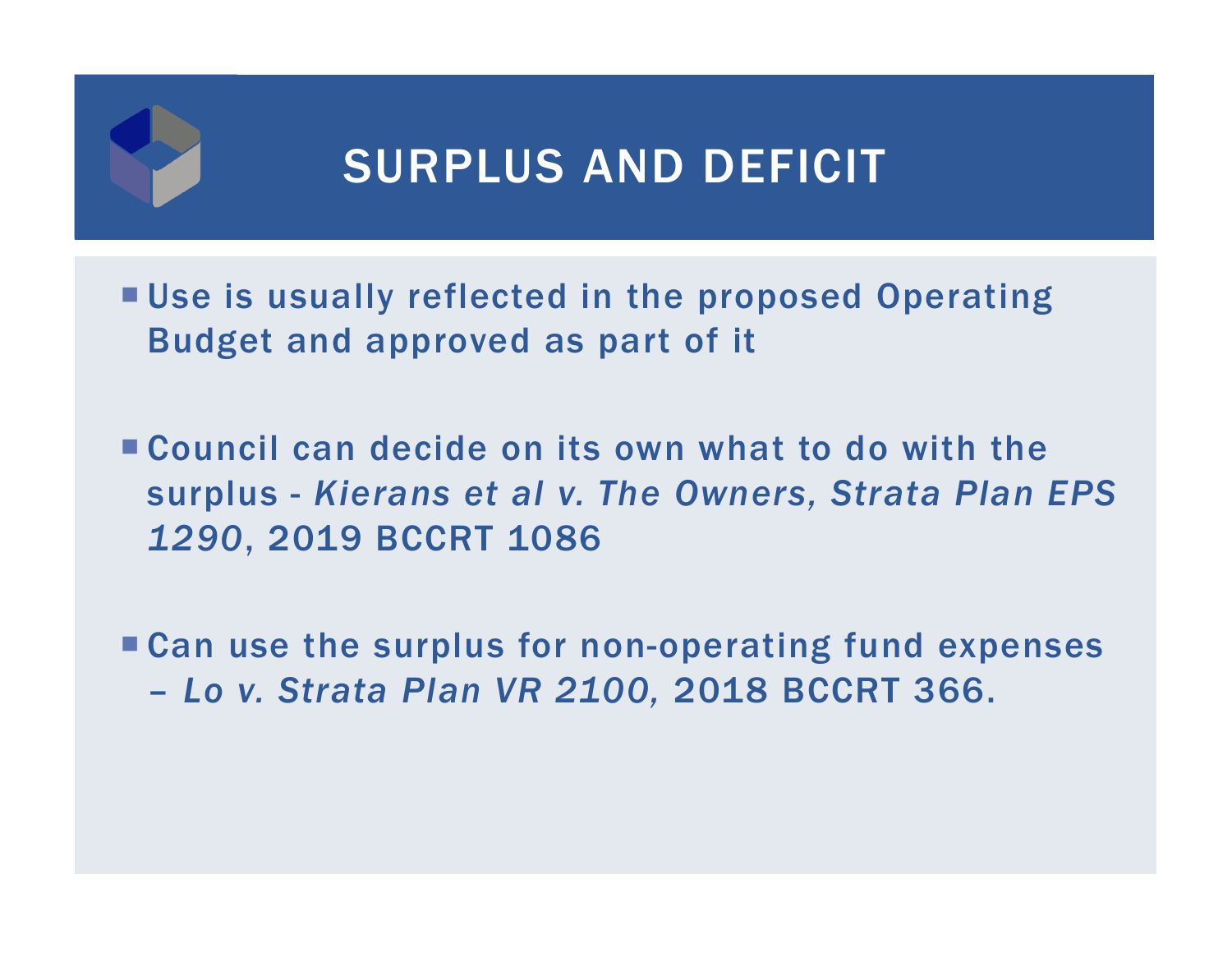# SURPLUS AND DEFICIT

- Use is usually reflected in the proposed Operating Budget and approved as part of it

- Council can decide on its own what to do with the surplus - *Kierans et al v. The Owners, Strata Plan EPS 1290*, 2019 BCCRT 1086

- Can use the surplus for non-operating fund expenses – *Lo v. Strata Plan VR 2100,* 2018 BCCRT 366.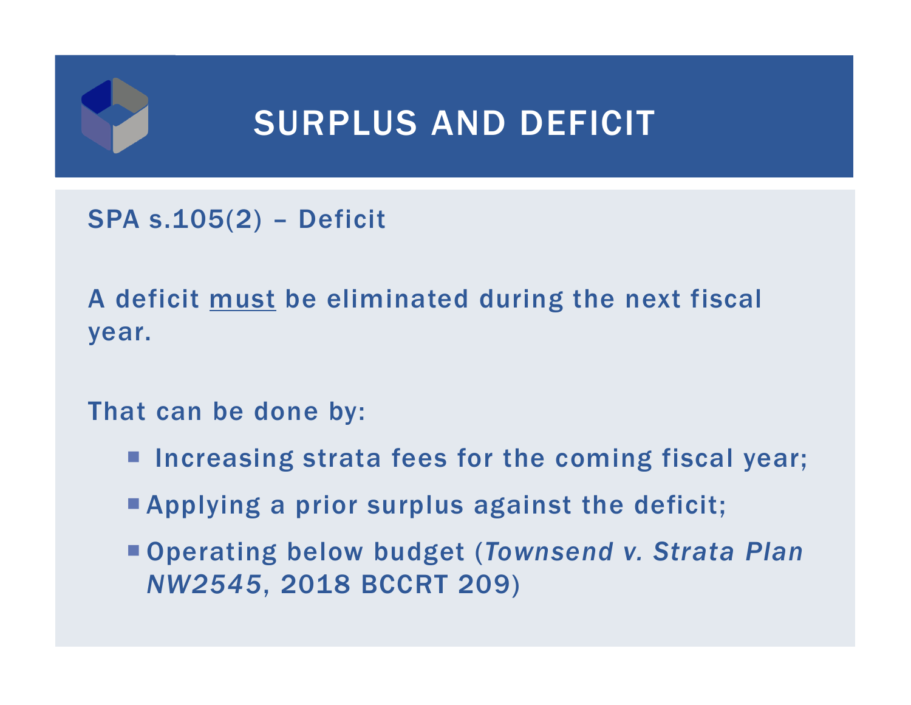# SURPLUS AND DEFICIT

SPA s.105(2) – Deficit

A deficit <u>must</u> be eliminated during the next fiscal year.

That can be done by:

- Increasing strata fees for the coming fiscal year;
- Applying a prior surplus against the deficit;
- Operating below budget (*Townsend v. Strata Plan NW2545*, 2018 BCCRT 209)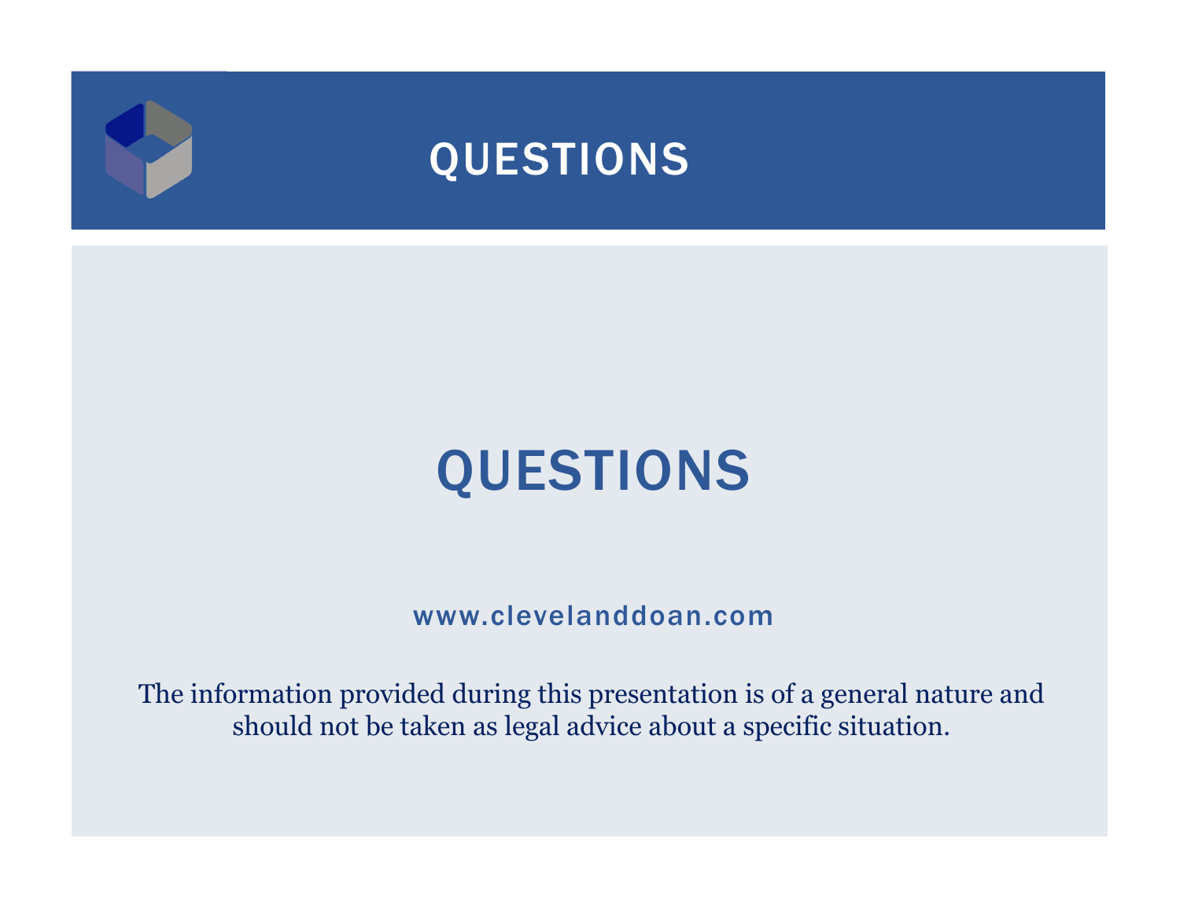# QUESTIONS

## QUESTIONS

**www.clevelanddoan.com**

The information provided during this presentation is of a general nature and should not be taken as legal advice about a specific situation.